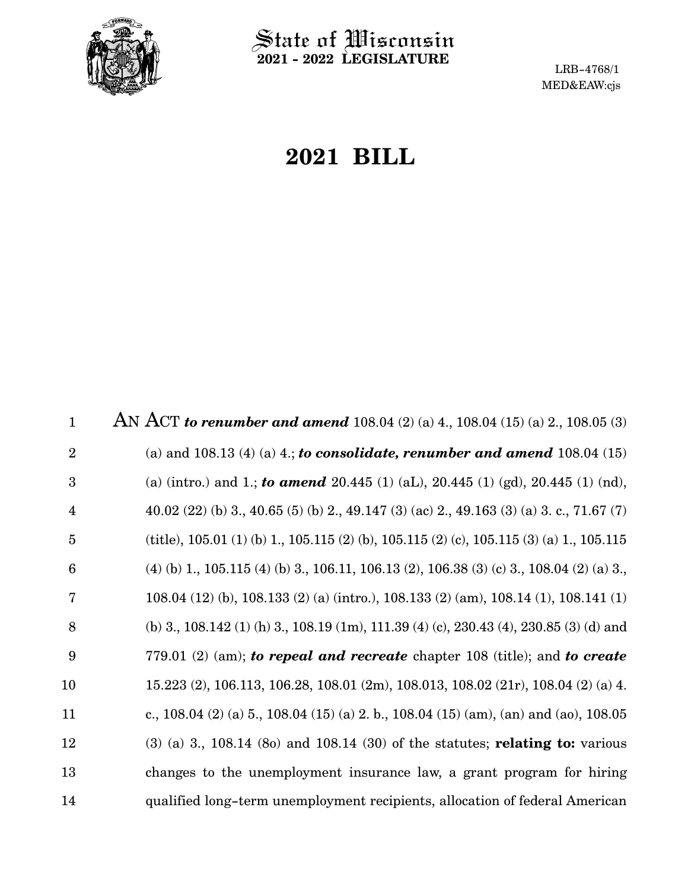State of Wisconsin
**2021 - 2022 LEGISLATURE**

LRB-4768/1
MED&EAW:cjs

# 2021 BILL

AN ACT ***to renumber and amend*** 108.04 (2) (a) 4., 108.04 (15) (a) 2., 108.05 (3) (a) and 108.13 (4) (a) 4.; ***to consolidate, renumber and amend*** 108.04 (15) (a) (intro.) and 1.; ***to amend*** 20.445 (1) (aL), 20.445 (1) (gd), 20.445 (1) (nd), 40.02 (22) (b) 3., 40.65 (5) (b) 2., 49.147 (3) (ac) 2., 49.163 (3) (a) 3. c., 71.67 (7) (title), 105.01 (1) (b) 1., 105.115 (2) (b), 105.115 (2) (c), 105.115 (3) (a) 1., 105.115 (4) (b) 1., 105.115 (4) (b) 3., 106.11, 106.13 (2), 106.38 (3) (c) 3., 108.04 (2) (a) 3., 108.04 (12) (b), 108.133 (2) (a) (intro.), 108.133 (2) (am), 108.14 (1), 108.141 (1) (b) 3., 108.142 (1) (h) 3., 108.19 (1m), 111.39 (4) (c), 230.43 (4), 230.85 (3) (d) and 779.01 (2) (am); ***to repeal and recreate*** chapter 108 (title); and ***to create*** 15.223 (2), 106.113, 106.28, 108.01 (2m), 108.013, 108.02 (21r), 108.04 (2) (a) 4. c., 108.04 (2) (a) 5., 108.04 (15) (a) 2. b., 108.04 (15) (am), (an) and (ao), 108.05 (3) (a) 3., 108.14 (8o) and 108.14 (30) of the statutes; **relating to:** various changes to the unemployment insurance law, a grant program for hiring qualified long-term unemployment recipients, allocation of federal American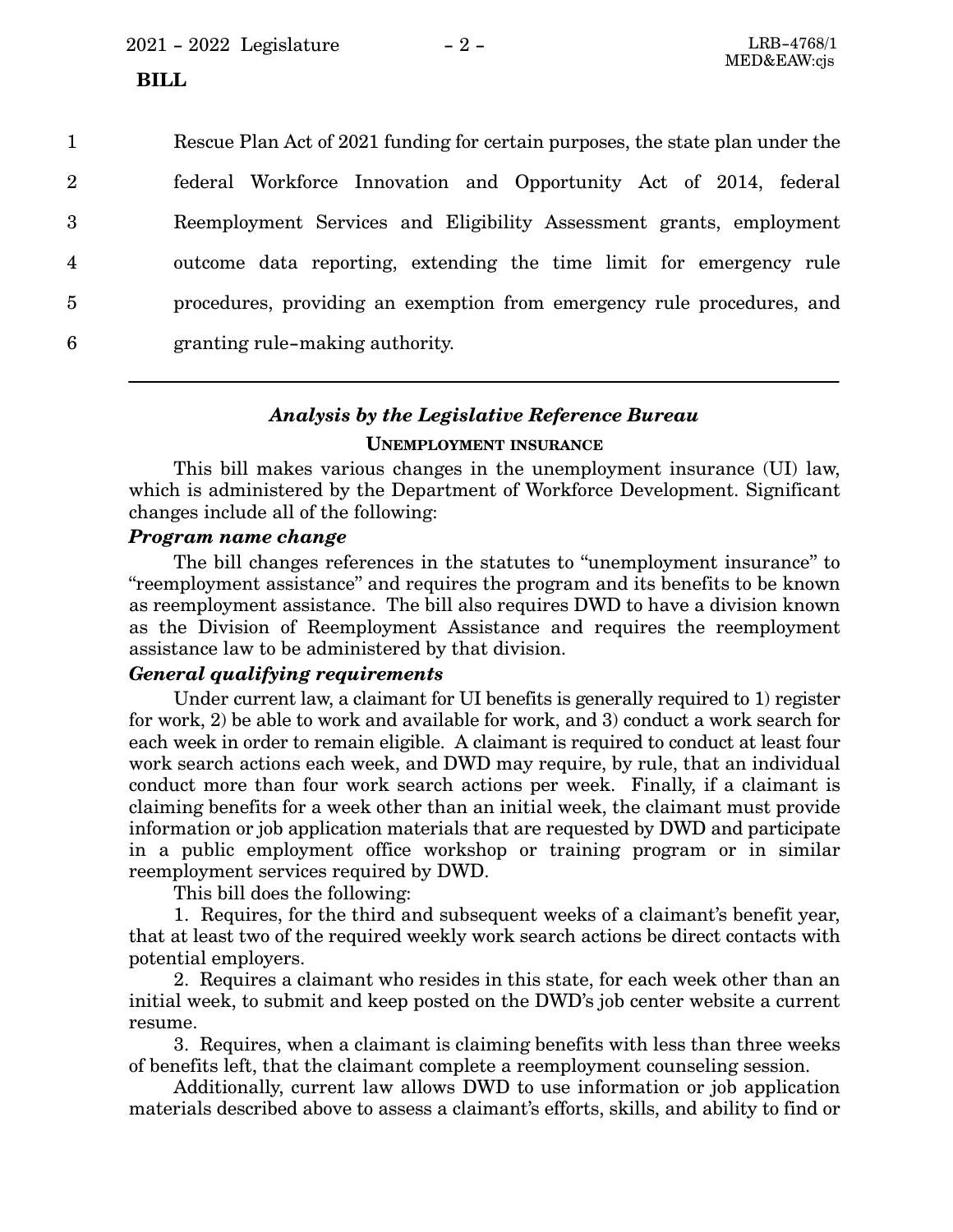Rescue Plan Act of 2021 funding for certain purposes, the state plan under the federal Workforce Innovation and Opportunity Act of 2014, federal Reemployment Services and Eligibility Assessment grants, employment outcome data reporting, extending the time limit for emergency rule procedures, providing an exemption from emergency rule procedures, and granting rule-making authority.

---

### *Analysis by the Legislative Reference Bureau*

#### UNEMPLOYMENT INSURANCE

This bill makes various changes in the unemployment insurance (UI) law, which is administered by the Department of Workforce Development. Significant changes include all of the following:

#### *Program name change*

The bill changes references in the statutes to "unemployment insurance" to "reemployment assistance" and requires the program and its benefits to be known as reemployment assistance. The bill also requires DWD to have a division known as the Division of Reemployment Assistance and requires the reemployment assistance law to be administered by that division.

#### *General qualifying requirements*

Under current law, a claimant for UI benefits is generally required to 1) register for work, 2) be able to work and available for work, and 3) conduct a work search for each week in order to remain eligible. A claimant is required to conduct at least four work search actions each week, and DWD may require, by rule, that an individual conduct more than four work search actions per week. Finally, if a claimant is claiming benefits for a week other than an initial week, the claimant must provide information or job application materials that are requested by DWD and participate in a public employment office workshop or training program or in similar reemployment services required by DWD.

This bill does the following:

1. Requires, for the third and subsequent weeks of a claimant's benefit year, that at least two of the required weekly work search actions be direct contacts with potential employers.

2. Requires a claimant who resides in this state, for each week other than an initial week, to submit and keep posted on the DWD's job center website a current resume.

3. Requires, when a claimant is claiming benefits with less than three weeks of benefits left, that the claimant complete a reemployment counseling session.

Additionally, current law allows DWD to use information or job application materials described above to assess a claimant's efforts, skills, and ability to find or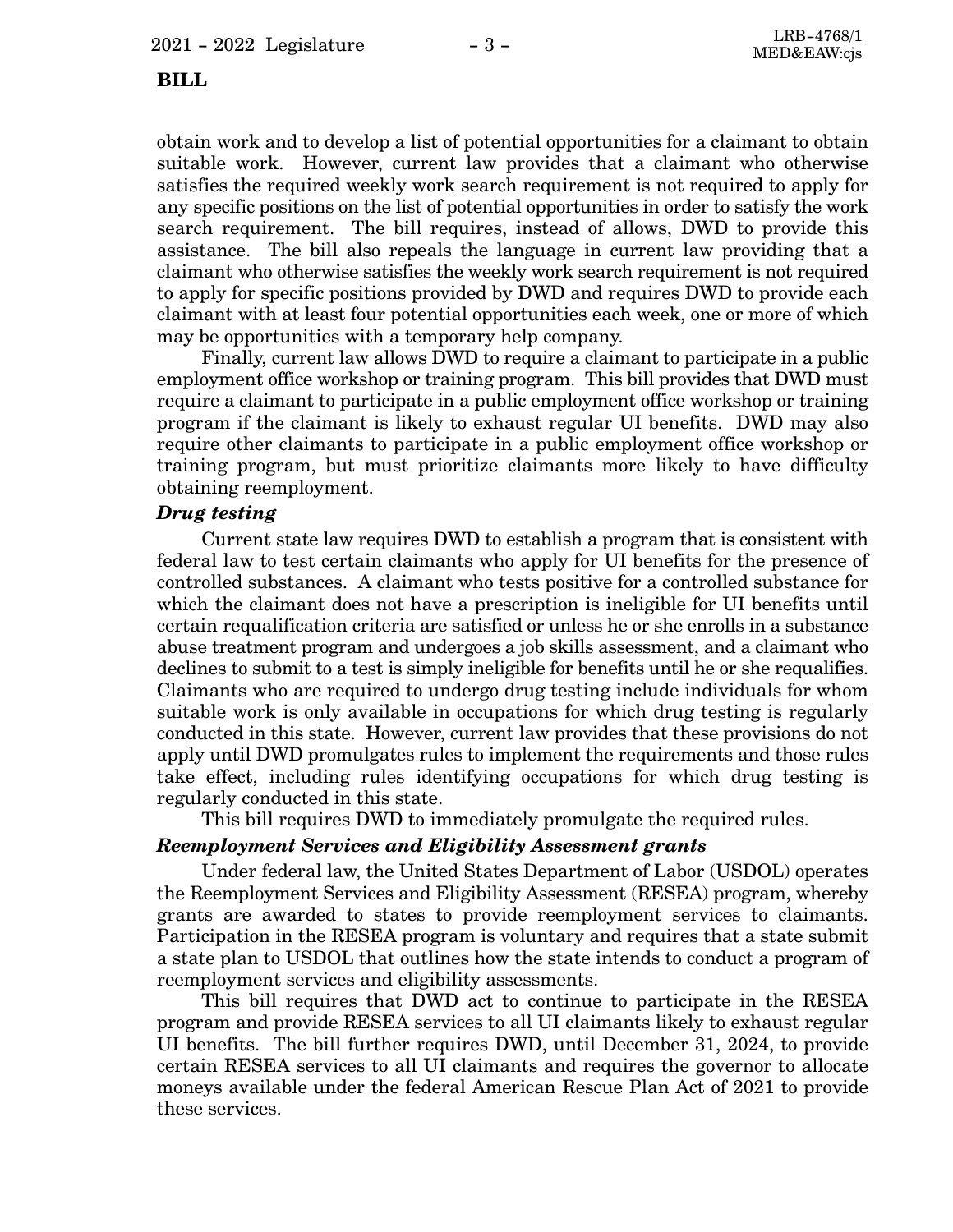**BILL**

obtain work and to develop a list of potential opportunities for a claimant to obtain suitable work. However, current law provides that a claimant who otherwise satisfies the required weekly work search requirement is not required to apply for any specific positions on the list of potential opportunities in order to satisfy the work search requirement. The bill requires, instead of allows, DWD to provide this assistance. The bill also repeals the language in current law providing that a claimant who otherwise satisfies the weekly work search requirement is not required to apply for specific positions provided by DWD and requires DWD to provide each claimant with at least four potential opportunities each week, one or more of which may be opportunities with a temporary help company.

Finally, current law allows DWD to require a claimant to participate in a public employment office workshop or training program. This bill provides that DWD must require a claimant to participate in a public employment office workshop or training program if the claimant is likely to exhaust regular UI benefits. DWD may also require other claimants to participate in a public employment office workshop or training program, but must prioritize claimants more likely to have difficulty obtaining reemployment.

***Drug testing***

Current state law requires DWD to establish a program that is consistent with federal law to test certain claimants who apply for UI benefits for the presence of controlled substances. A claimant who tests positive for a controlled substance for which the claimant does not have a prescription is ineligible for UI benefits until certain requalification criteria are satisfied or unless he or she enrolls in a substance abuse treatment program and undergoes a job skills assessment, and a claimant who declines to submit to a test is simply ineligible for benefits until he or she requalifies. Claimants who are required to undergo drug testing include individuals for whom suitable work is only available in occupations for which drug testing is regularly conducted in this state. However, current law provides that these provisions do not apply until DWD promulgates rules to implement the requirements and those rules take effect, including rules identifying occupations for which drug testing is regularly conducted in this state.

This bill requires DWD to immediately promulgate the required rules.

***Reemployment Services and Eligibility Assessment grants***

Under federal law, the United States Department of Labor (USDOL) operates the Reemployment Services and Eligibility Assessment (RESEA) program, whereby grants are awarded to states to provide reemployment services to claimants. Participation in the RESEA program is voluntary and requires that a state submit a state plan to USDOL that outlines how the state intends to conduct a program of reemployment services and eligibility assessments.

This bill requires that DWD act to continue to participate in the RESEA program and provide RESEA services to all UI claimants likely to exhaust regular UI benefits. The bill further requires DWD, until December 31, 2024, to provide certain RESEA services to all UI claimants and requires the governor to allocate moneys available under the federal American Rescue Plan Act of 2021 to provide these services.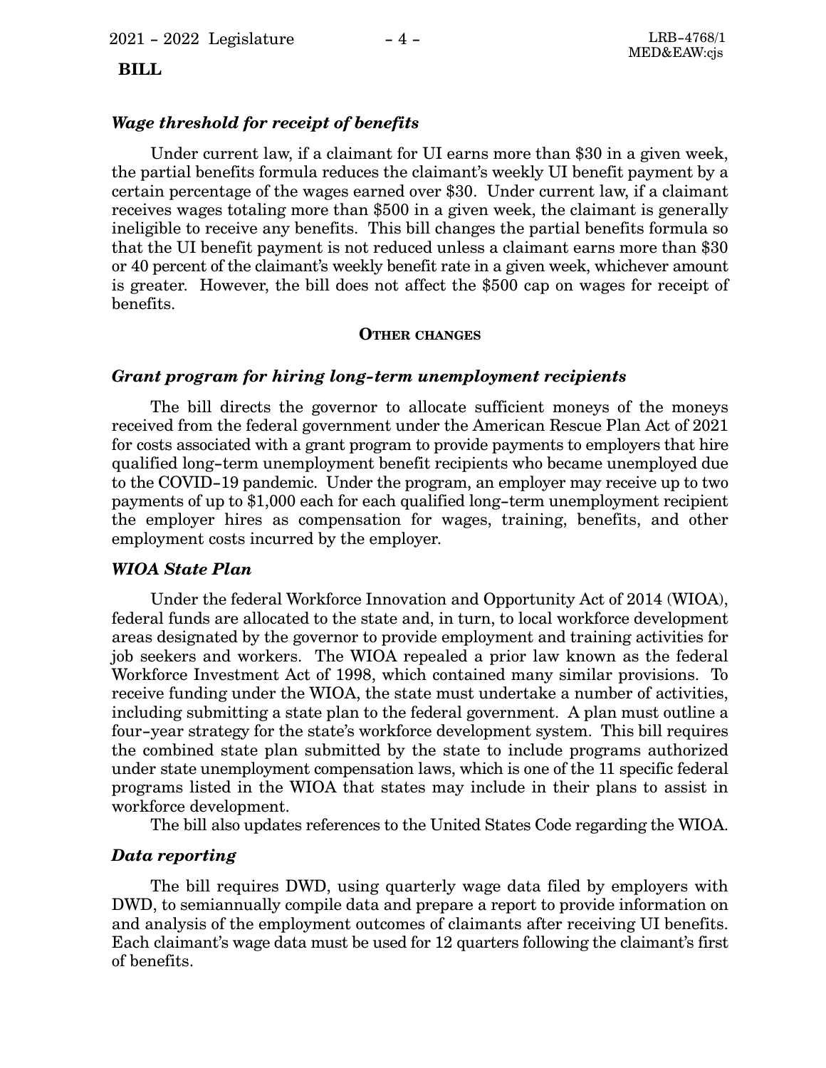### *Wage threshold for receipt of benefits*

Under current law, if a claimant for UI earns more than $30 in a given week, the partial benefits formula reduces the claimant's weekly UI benefit payment by a certain percentage of the wages earned over $30. Under current law, if a claimant receives wages totaling more than $500 in a given week, the claimant is generally ineligible to receive any benefits. This bill changes the partial benefits formula so that the UI benefit payment is not reduced unless a claimant earns more than $30 or 40 percent of the claimant's weekly benefit rate in a given week, whichever amount is greater. However, the bill does not affect the $500 cap on wages for receipt of benefits.

## OTHER CHANGES

### *Grant program for hiring long-term unemployment recipients*

The bill directs the governor to allocate sufficient moneys of the moneys received from the federal government under the American Rescue Plan Act of 2021 for costs associated with a grant program to provide payments to employers that hire qualified long-term unemployment benefit recipients who became unemployed due to the COVID-19 pandemic. Under the program, an employer may receive up to two payments of up to $1,000 each for each qualified long-term unemployment recipient the employer hires as compensation for wages, training, benefits, and other employment costs incurred by the employer.

### *WIOA State Plan*

Under the federal Workforce Innovation and Opportunity Act of 2014 (WIOA), federal funds are allocated to the state and, in turn, to local workforce development areas designated by the governor to provide employment and training activities for job seekers and workers. The WIOA repealed a prior law known as the federal Workforce Investment Act of 1998, which contained many similar provisions. To receive funding under the WIOA, the state must undertake a number of activities, including submitting a state plan to the federal government. A plan must outline a four-year strategy for the state's workforce development system. This bill requires the combined state plan submitted by the state to include programs authorized under state unemployment compensation laws, which is one of the 11 specific federal programs listed in the WIOA that states may include in their plans to assist in workforce development.

The bill also updates references to the United States Code regarding the WIOA.

### *Data reporting*

The bill requires DWD, using quarterly wage data filed by employers with DWD, to semiannually compile data and prepare a report to provide information on and analysis of the employment outcomes of claimants after receiving UI benefits. Each claimant's wage data must be used for 12 quarters following the claimant's first of benefits.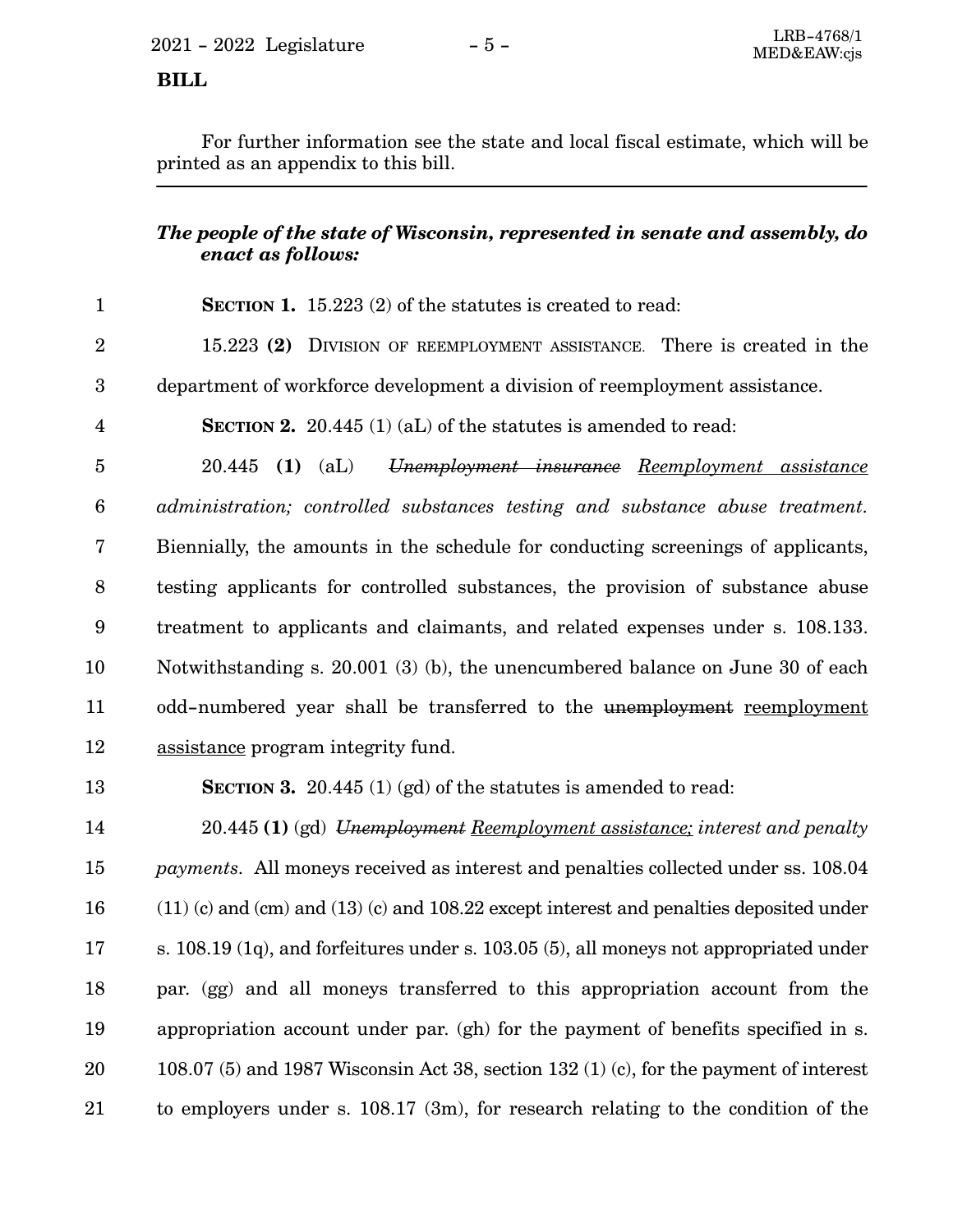**BILL**

For further information see the state and local fiscal estimate, which will be printed as an appendix to this bill.

---

***The people of the state of Wisconsin, represented in senate and assembly, do enact as follows:***

**SECTION 1.** 15.223 (2) of the statutes is created to read:

15.223 **(2)** DIVISION OF REEMPLOYMENT ASSISTANCE. There is created in the department of workforce development a division of reemployment assistance.

**SECTION 2.** 20.445 (1) (aL) of the statutes is amended to read:

20.445 **(1)** (aL) ~~*Unemployment insurance*~~ <u>*Reemployment assistance*</u> *administration; controlled substances testing and substance abuse treatment.* Biennially, the amounts in the schedule for conducting screenings of applicants, testing applicants for controlled substances, the provision of substance abuse treatment to applicants and claimants, and related expenses under s. 108.133. Notwithstanding s. 20.001 (3) (b), the unencumbered balance on June 30 of each odd-numbered year shall be transferred to the ~~unemployment~~ <u>reemployment assistance</u> program integrity fund.

**SECTION 3.** 20.445 (1) (gd) of the statutes is amended to read:

20.445 **(1)** (gd) ~~*Unemployment*~~ <u>*Reemployment assistance;*</u> *interest and penalty payments.* All moneys received as interest and penalties collected under ss. 108.04 (11) (c) and (cm) and (13) (c) and 108.22 except interest and penalties deposited under s. 108.19 (1q), and forfeitures under s. 103.05 (5), all moneys not appropriated under par. (gg) and all moneys transferred to this appropriation account from the appropriation account under par. (gh) for the payment of benefits specified in s. 108.07 (5) and 1987 Wisconsin Act 38, section 132 (1) (c), for the payment of interest to employers under s. 108.17 (3m), for research relating to the condition of the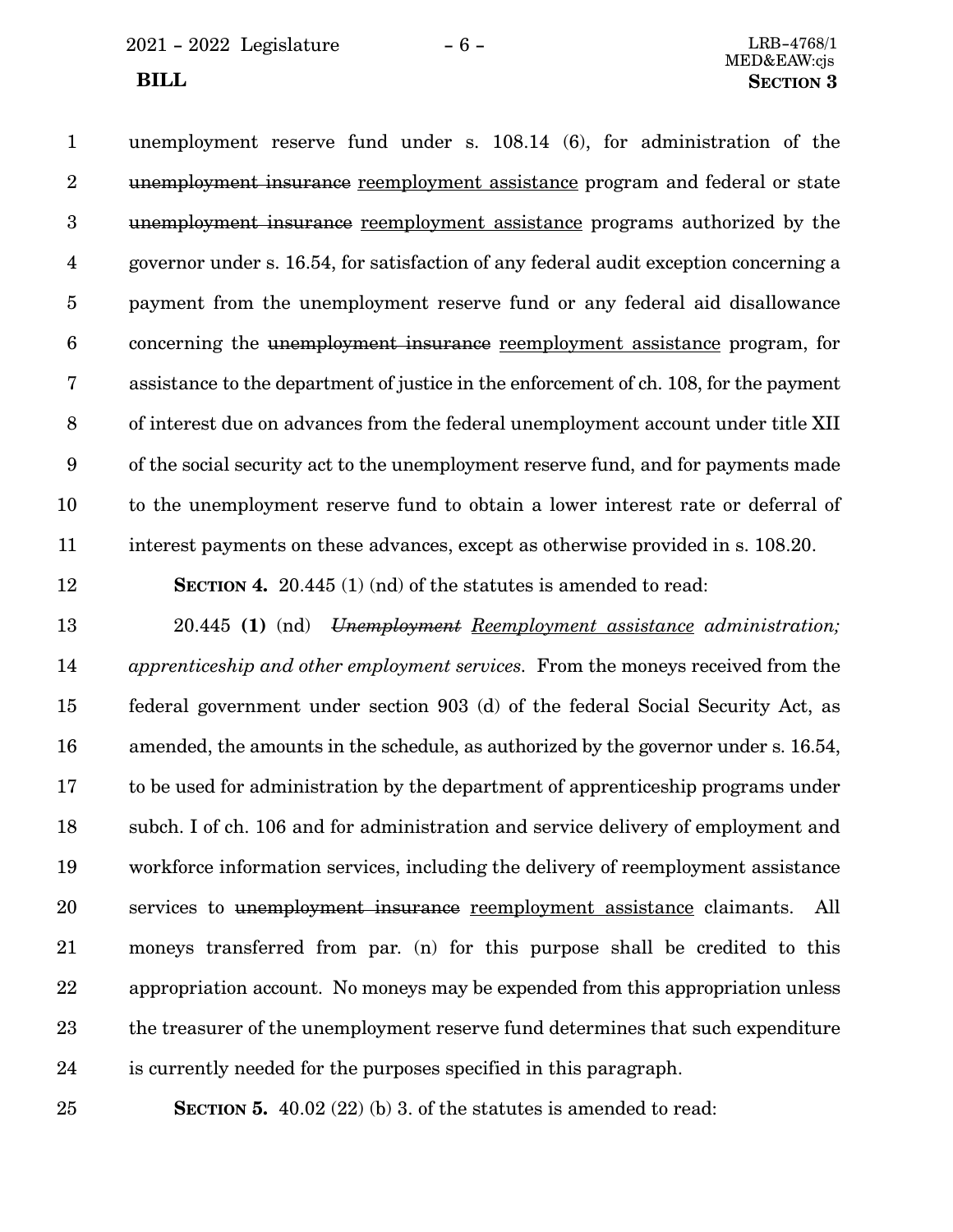unemployment reserve fund under s. 108.14 (6), for administration of the ~~unemployment insurance~~ <u>reemployment assistance</u> program and federal or state ~~unemployment insurance~~ <u>reemployment assistance</u> programs authorized by the governor under s. 16.54, for satisfaction of any federal audit exception concerning a payment from the unemployment reserve fund or any federal aid disallowance concerning the ~~unemployment insurance~~ <u>reemployment assistance</u> program, for assistance to the department of justice in the enforcement of ch. 108, for the payment of interest due on advances from the federal unemployment account under title XII of the social security act to the unemployment reserve fund, and for payments made to the unemployment reserve fund to obtain a lower interest rate or deferral of interest payments on these advances, except as otherwise provided in s. 108.20.

**SECTION 4.** 20.445 (1) (nd) of the statutes is amended to read:

20.445 **(1)** (nd) *~~Unemployment~~ <u>Reemployment assistance</u> administration; apprenticeship and other employment services.* From the moneys received from the federal government under section 903 (d) of the federal Social Security Act, as amended, the amounts in the schedule, as authorized by the governor under s. 16.54, to be used for administration by the department of apprenticeship programs under subch. I of ch. 106 and for administration and service delivery of employment and workforce information services, including the delivery of reemployment assistance services to ~~unemployment insurance~~ <u>reemployment assistance</u> claimants. All moneys transferred from par. (n) for this purpose shall be credited to this appropriation account. No moneys may be expended from this appropriation unless the treasurer of the unemployment reserve fund determines that such expenditure is currently needed for the purposes specified in this paragraph.

**SECTION 5.** 40.02 (22) (b) 3. of the statutes is amended to read: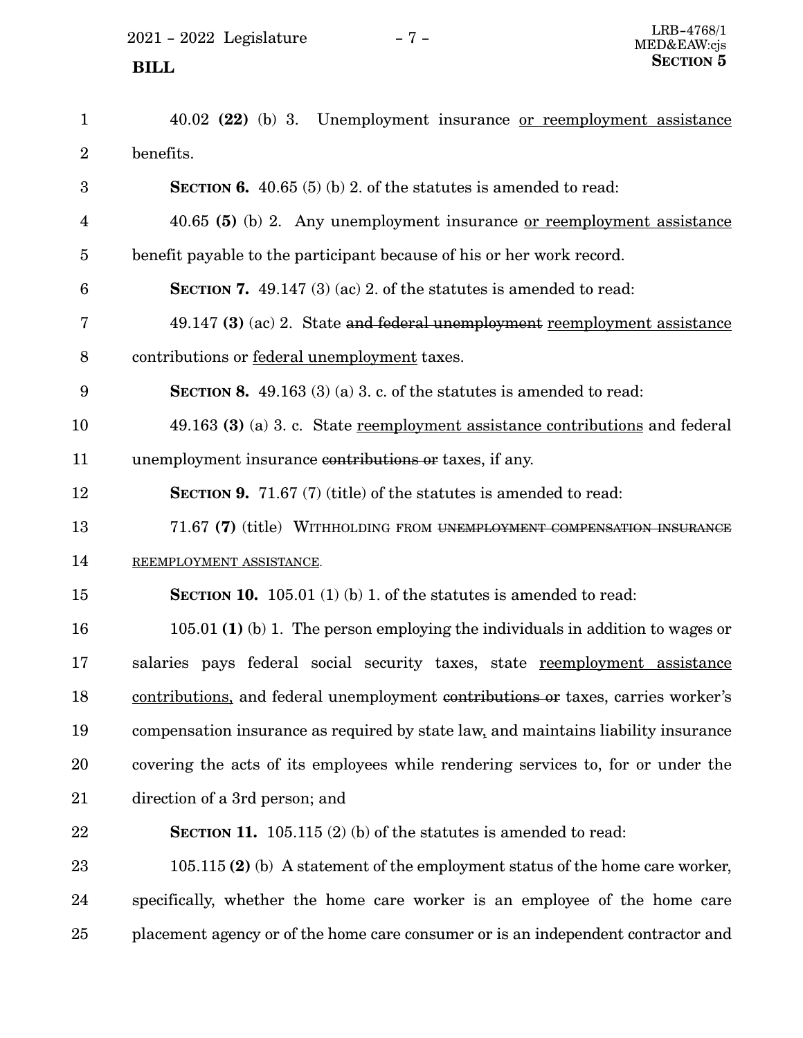40.02 **(22)** (b) 3. Unemployment insurance <u>or reemployment assistance</u> benefits.

**SECTION 6.** 40.65 (5) (b) 2. of the statutes is amended to read:

40.65 **(5)** (b) 2. Any unemployment insurance <u>or reemployment assistance</u> benefit payable to the participant because of his or her work record.

**SECTION 7.** 49.147 (3) (ac) 2. of the statutes is amended to read:

49.147 **(3)** (ac) 2. State ~~and federal unemployment~~ <u>reemployment assistance</u> contributions or <u>federal unemployment</u> taxes.

**SECTION 8.** 49.163 (3) (a) 3. c. of the statutes is amended to read:

49.163 **(3)** (a) 3. c. State <u>reemployment assistance contributions</u> and federal unemployment insurance ~~contributions or~~ taxes, if any.

**SECTION 9.** 71.67 (7) (title) of the statutes is amended to read:

71.67 **(7)** (title) WITHHOLDING FROM ~~UNEMPLOYMENT COMPENSATION INSURANCE~~ <u>REEMPLOYMENT ASSISTANCE</u>.

**SECTION 10.** 105.01 (1) (b) 1. of the statutes is amended to read:

105.01 **(1)** (b) 1. The person employing the individuals in addition to wages or salaries pays federal social security taxes, state <u>reemployment assistance contributions,</u> and federal unemployment ~~contributions or~~ taxes, carries worker's compensation insurance as required by state law, and maintains liability insurance covering the acts of its employees while rendering services to, for or under the direction of a 3rd person; and

**SECTION 11.** 105.115 (2) (b) of the statutes is amended to read:

105.115 **(2)** (b) A statement of the employment status of the home care worker, specifically, whether the home care worker is an employee of the home care placement agency or of the home care consumer or is an independent contractor and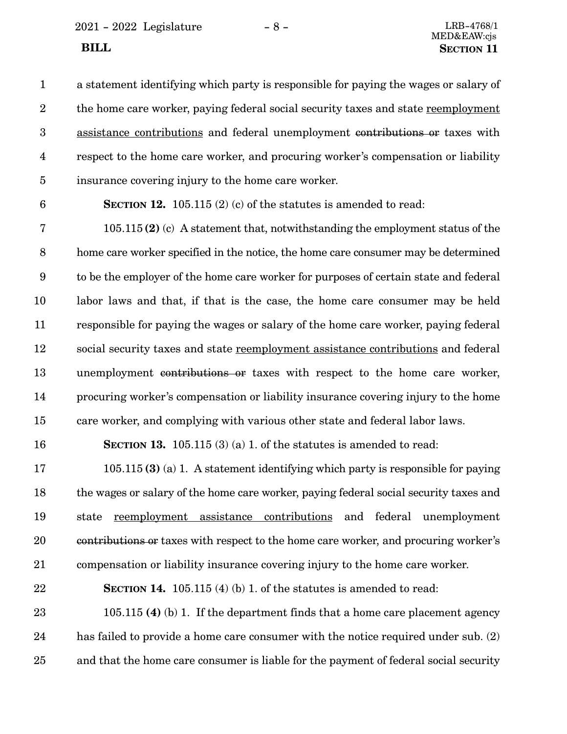a statement identifying which party is responsible for paying the wages or salary of the home care worker, paying federal social security taxes and state <u>reemployment assistance contributions</u> and federal unemployment ~~contributions or~~ taxes with respect to the home care worker, and procuring worker's compensation or liability insurance covering injury to the home care worker.

**SECTION 12.** 105.115 (2) (c) of the statutes is amended to read:

105.115 **(2)** (c) A statement that, notwithstanding the employment status of the home care worker specified in the notice, the home care consumer may be determined to be the employer of the home care worker for purposes of certain state and federal labor laws and that, if that is the case, the home care consumer may be held responsible for paying the wages or salary of the home care worker, paying federal social security taxes and state <u>reemployment assistance contributions</u> and federal unemployment ~~contributions or~~ taxes with respect to the home care worker, procuring worker's compensation or liability insurance covering injury to the home care worker, and complying with various other state and federal labor laws.

**SECTION 13.** 105.115 (3) (a) 1. of the statutes is amended to read:

105.115 **(3)** (a) 1. A statement identifying which party is responsible for paying the wages or salary of the home care worker, paying federal social security taxes and state <u>reemployment assistance contributions</u> and federal unemployment ~~contributions or~~ taxes with respect to the home care worker, and procuring worker's compensation or liability insurance covering injury to the home care worker.

**SECTION 14.** 105.115 (4) (b) 1. of the statutes is amended to read:

105.115 **(4)** (b) 1. If the department finds that a home care placement agency has failed to provide a home care consumer with the notice required under sub. (2) and that the home care consumer is liable for the payment of federal social security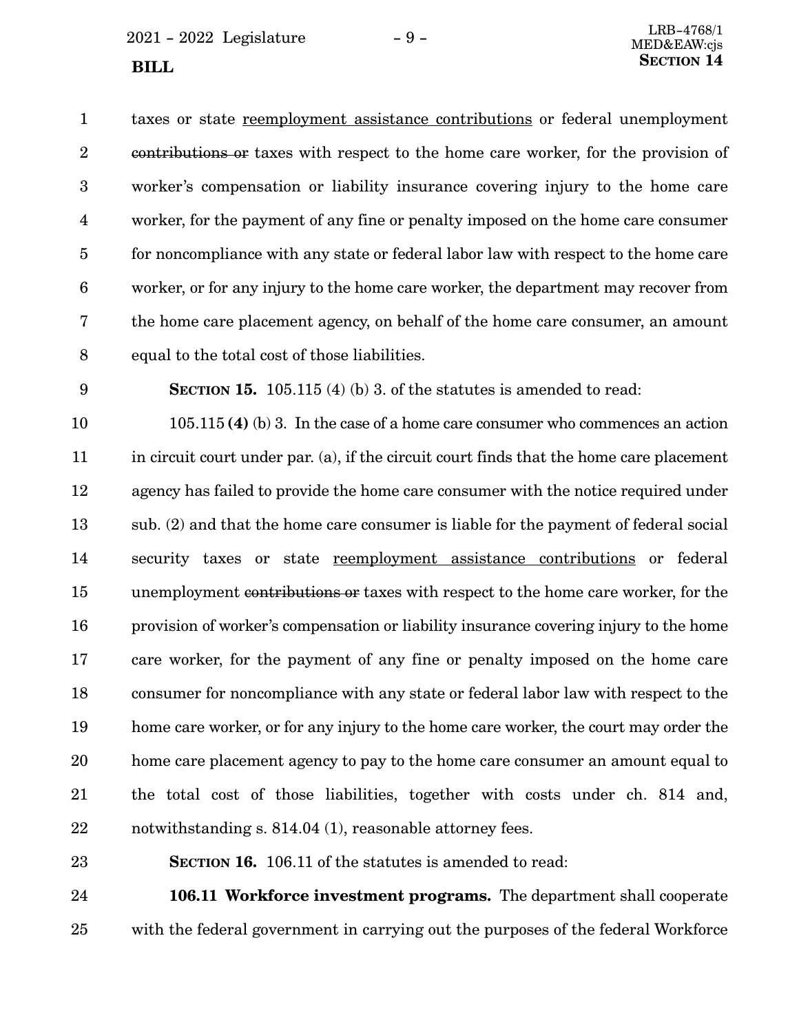taxes or state <u>reemployment assistance contributions</u> or federal unemployment ~~contributions or~~ taxes with respect to the home care worker, for the provision of worker's compensation or liability insurance covering injury to the home care worker, for the payment of any fine or penalty imposed on the home care consumer for noncompliance with any state or federal labor law with respect to the home care worker, or for any injury to the home care worker, the department may recover from the home care placement agency, on behalf of the home care consumer, an amount equal to the total cost of those liabilities.

**SECTION 15.** 105.115 (4) (b) 3. of the statutes is amended to read:

105.115 **(4)** (b) 3. In the case of a home care consumer who commences an action in circuit court under par. (a), if the circuit court finds that the home care placement agency has failed to provide the home care consumer with the notice required under sub. (2) and that the home care consumer is liable for the payment of federal social security taxes or state <u>reemployment assistance contributions</u> or federal unemployment ~~contributions or~~ taxes with respect to the home care worker, for the provision of worker's compensation or liability insurance covering injury to the home care worker, for the payment of any fine or penalty imposed on the home care consumer for noncompliance with any state or federal labor law with respect to the home care worker, or for any injury to the home care worker, the court may order the home care placement agency to pay to the home care consumer an amount equal to the total cost of those liabilities, together with costs under ch. 814 and, notwithstanding s. 814.04 (1), reasonable attorney fees.

**SECTION 16.** 106.11 of the statutes is amended to read:

**106.11 Workforce investment programs.** The department shall cooperate with the federal government in carrying out the purposes of the federal Workforce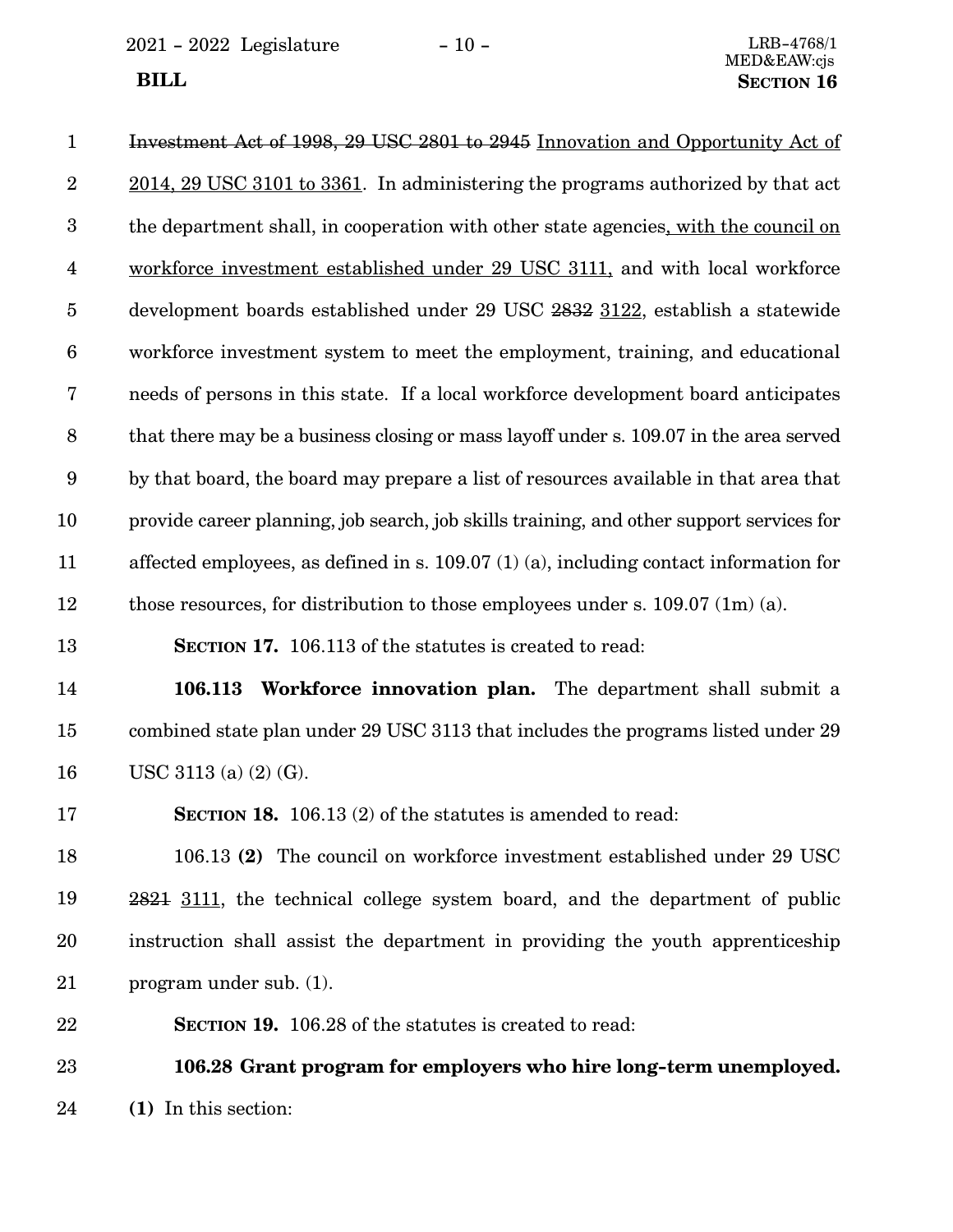Investment Act of 1998, 29 USC 2801 to 2945 Innovation and Opportunity Act of 2014, 29 USC 3101 to 3361. In administering the programs authorized by that act the department shall, in cooperation with other state agencies, with the council on workforce investment established under 29 USC 3111, and with local workforce development boards established under 29 USC 2832 3122, establish a statewide workforce investment system to meet the employment, training, and educational needs of persons in this state. If a local workforce development board anticipates that there may be a business closing or mass layoff under s. 109.07 in the area served by that board, the board may prepare a list of resources available in that area that provide career planning, job search, job skills training, and other support services for affected employees, as defined in s. 109.07 (1) (a), including contact information for those resources, for distribution to those employees under s. 109.07 (1m) (a).

**SECTION 17.** 106.113 of the statutes is created to read:

**106.113 Workforce innovation plan.** The department shall submit a combined state plan under 29 USC 3113 that includes the programs listed under 29 USC 3113 (a) (2) (G).

**SECTION 18.** 106.13 (2) of the statutes is amended to read:

106.13 **(2)** The council on workforce investment established under 29 USC 2821 3111, the technical college system board, and the department of public instruction shall assist the department in providing the youth apprenticeship program under sub. (1).

**SECTION 19.** 106.28 of the statutes is created to read:

**106.28 Grant program for employers who hire long-term unemployed.**

**(1)** In this section: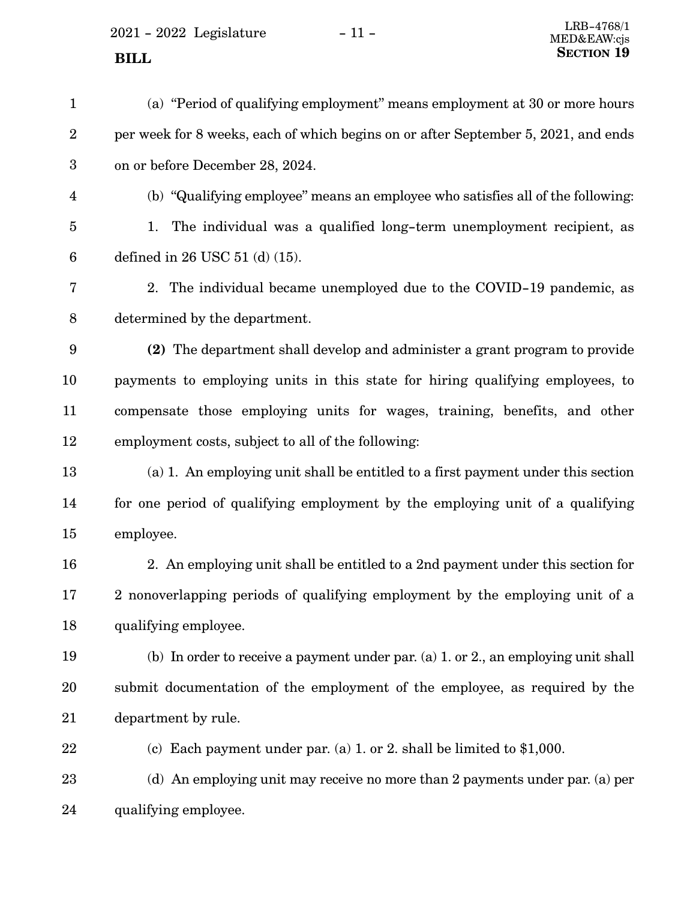(a) "Period of qualifying employment" means employment at 30 or more hours per week for 8 weeks, each of which begins on or after September 5, 2021, and ends on or before December 28, 2024.

(b) "Qualifying employee" means an employee who satisfies all of the following:

1. The individual was a qualified long-term unemployment recipient, as defined in 26 USC 51 (d) (15).

2. The individual became unemployed due to the COVID-19 pandemic, as determined by the department.

**(2)** The department shall develop and administer a grant program to provide payments to employing units in this state for hiring qualifying employees, to compensate those employing units for wages, training, benefits, and other employment costs, subject to all of the following:

(a) 1. An employing unit shall be entitled to a first payment under this section for one period of qualifying employment by the employing unit of a qualifying employee.

2. An employing unit shall be entitled to a 2nd payment under this section for 2 nonoverlapping periods of qualifying employment by the employing unit of a qualifying employee.

(b) In order to receive a payment under par. (a) 1. or 2., an employing unit shall submit documentation of the employment of the employee, as required by the department by rule.

(c) Each payment under par. (a) 1. or 2. shall be limited to $1,000.

(d) An employing unit may receive no more than 2 payments under par. (a) per qualifying employee.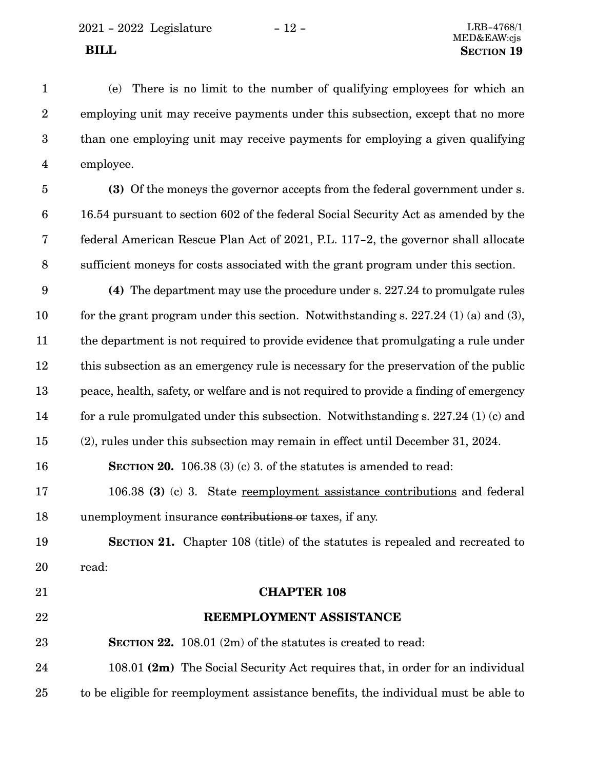(e) There is no limit to the number of qualifying employees for which an employing unit may receive payments under this subsection, except that no more than one employing unit may receive payments for employing a given qualifying employee.

**(3)** Of the moneys the governor accepts from the federal government under s. 16.54 pursuant to section 602 of the federal Social Security Act as amended by the federal American Rescue Plan Act of 2021, P.L. 117-2, the governor shall allocate sufficient moneys for costs associated with the grant program under this section.

**(4)** The department may use the procedure under s. 227.24 to promulgate rules for the grant program under this section. Notwithstanding s. 227.24 (1) (a) and (3), the department is not required to provide evidence that promulgating a rule under this subsection as an emergency rule is necessary for the preservation of the public peace, health, safety, or welfare and is not required to provide a finding of emergency for a rule promulgated under this subsection. Notwithstanding s. 227.24 (1) (c) and (2), rules under this subsection may remain in effect until December 31, 2024.

**SECTION 20.** 106.38 (3) (c) 3. of the statutes is amended to read:

106.38 **(3)** (c) 3. State <u>reemployment assistance contributions</u> and federal unemployment insurance ~~contributions or~~ taxes, if any.

**SECTION 21.** Chapter 108 (title) of the statutes is repealed and recreated to read:

**CHAPTER 108**

**REEMPLOYMENT ASSISTANCE**

**SECTION 22.** 108.01 (2m) of the statutes is created to read:

108.01 **(2m)** The Social Security Act requires that, in order for an individual to be eligible for reemployment assistance benefits, the individual must be able to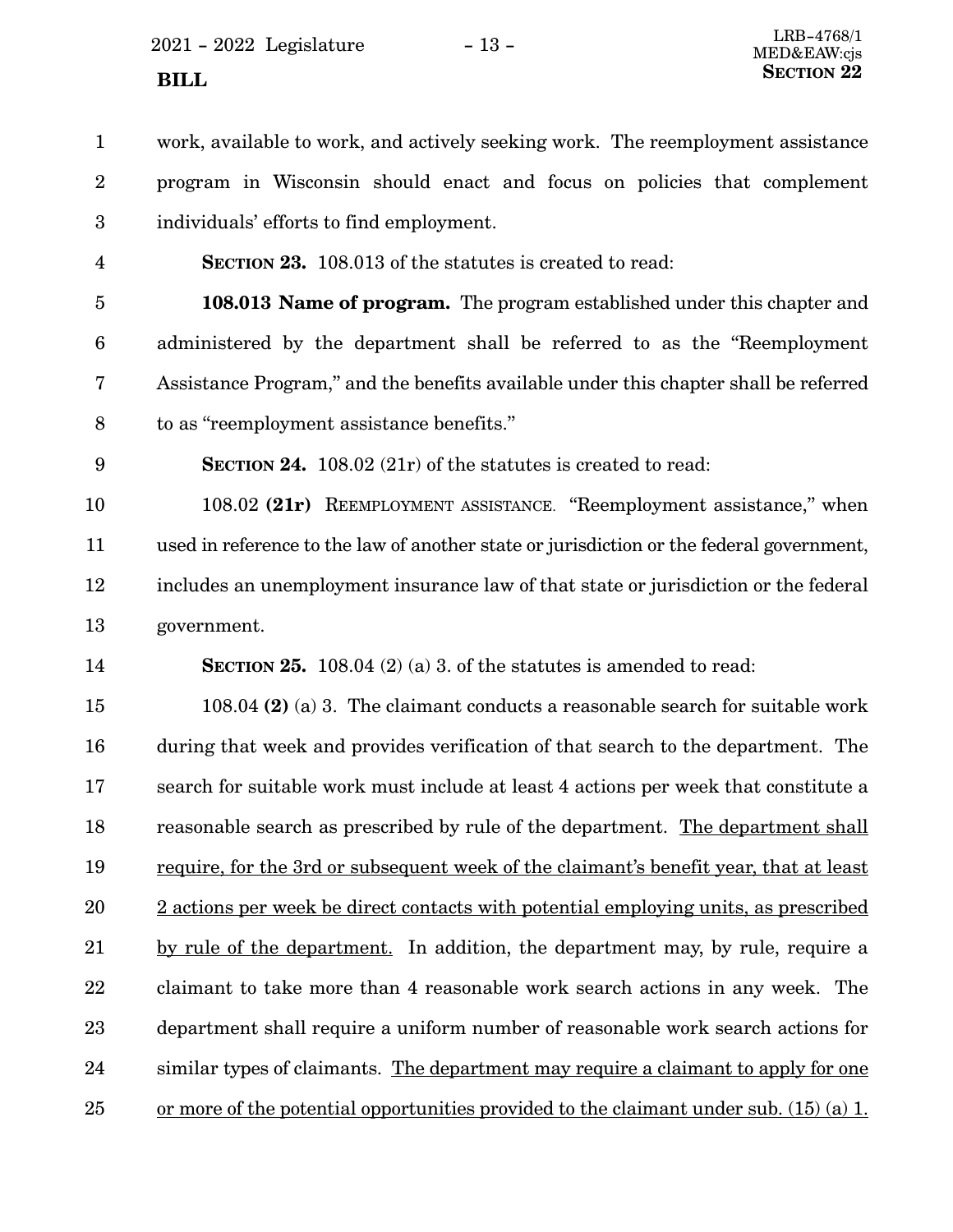work, available to work, and actively seeking work. The reemployment assistance program in Wisconsin should enact and focus on policies that complement individuals' efforts to find employment.

**SECTION 23.** 108.013 of the statutes is created to read:

**108.013 Name of program.** The program established under this chapter and administered by the department shall be referred to as the "Reemployment Assistance Program," and the benefits available under this chapter shall be referred to as "reemployment assistance benefits."

**SECTION 24.** 108.02 (21r) of the statutes is created to read:

108.02 **(21r)** REEMPLOYMENT ASSISTANCE. "Reemployment assistance," when used in reference to the law of another state or jurisdiction or the federal government, includes an unemployment insurance law of that state or jurisdiction or the federal government.

**SECTION 25.** 108.04 (2) (a) 3. of the statutes is amended to read:

108.04 **(2)** (a) 3. The claimant conducts a reasonable search for suitable work during that week and provides verification of that search to the department. The search for suitable work must include at least 4 actions per week that constitute a reasonable search as prescribed by rule of the department. <u>The department shall require, for the 3rd or subsequent week of the claimant's benefit year, that at least 2 actions per week be direct contacts with potential employing units, as prescribed by rule of the department.</u> In addition, the department may, by rule, require a claimant to take more than 4 reasonable work search actions in any week. The department shall require a uniform number of reasonable work search actions for similar types of claimants. <u>The department may require a claimant to apply for one or more of the potential opportunities provided to the claimant under sub. (15) (a) 1.</u>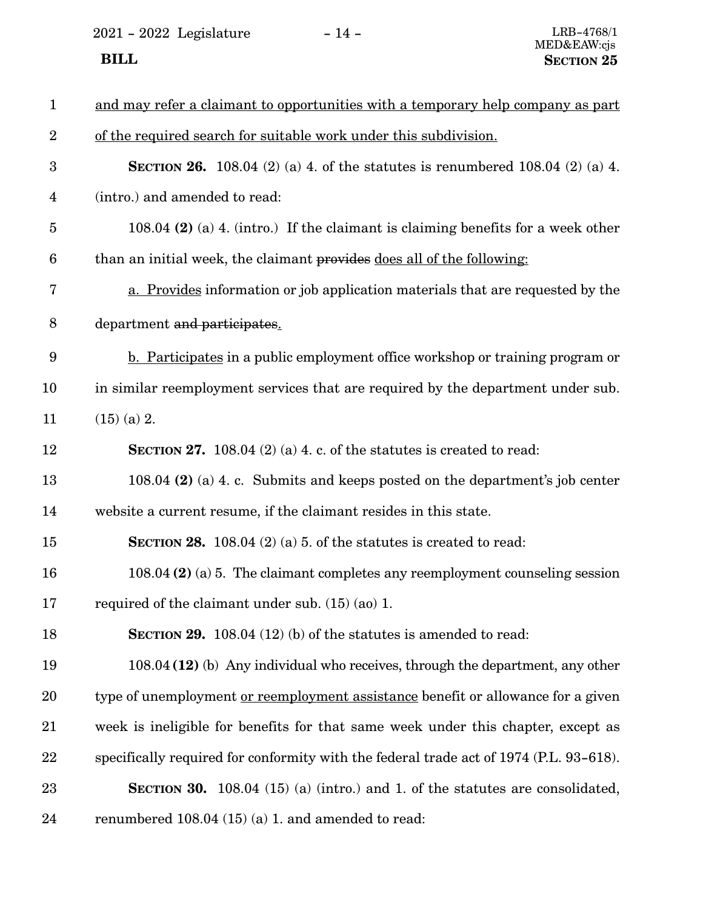and may refer a claimant to opportunities with a temporary help company as part of the required search for suitable work under this subdivision.

**SECTION 26.** 108.04 (2) (a) 4. of the statutes is renumbered 108.04 (2) (a) 4. (intro.) and amended to read:

108.04 **(2)** (a) 4. (intro.) If the claimant is claiming benefits for a week other than an initial week, the claimant ~~provides~~ does all of the following:

a. Provides information or job application materials that are requested by the department ~~and participates~~.

b. Participates in a public employment office workshop or training program or in similar reemployment services that are required by the department under sub. (15) (a) 2.

**SECTION 27.** 108.04 (2) (a) 4. c. of the statutes is created to read:

108.04 **(2)** (a) 4. c. Submits and keeps posted on the department's job center website a current resume, if the claimant resides in this state.

**SECTION 28.** 108.04 (2) (a) 5. of the statutes is created to read:

108.04 **(2)** (a) 5. The claimant completes any reemployment counseling session required of the claimant under sub. (15) (ao) 1.

**SECTION 29.** 108.04 (12) (b) of the statutes is amended to read:

108.04 **(12)** (b) Any individual who receives, through the department, any other type of unemployment or reemployment assistance benefit or allowance for a given week is ineligible for benefits for that same week under this chapter, except as specifically required for conformity with the federal trade act of 1974 (P.L. 93-618).

**SECTION 30.** 108.04 (15) (a) (intro.) and 1. of the statutes are consolidated, renumbered 108.04 (15) (a) 1. and amended to read: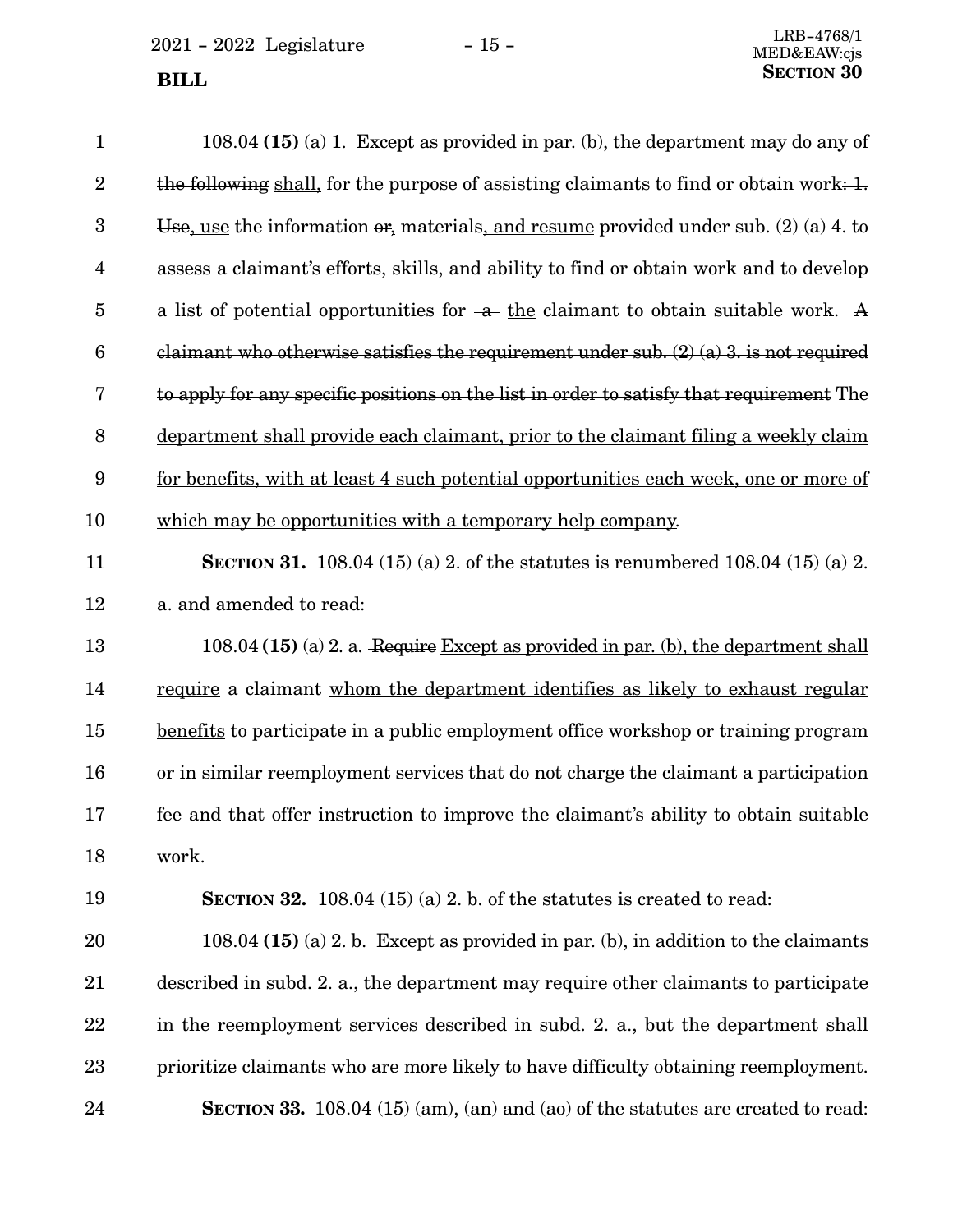108.04 **(15)** (a) 1. Except as provided in par. (b), the department ~~may do any of the following~~ <u>shall</u>, for the purpose of assisting claimants to find or obtain work~~: 1. Use~~<u>, use</u> the information ~~or~~<u>,</u> materials<u>, and resume</u> provided under sub. (2) (a) 4. to assess a claimant's efforts, skills, and ability to find or obtain work and to develop a list of potential opportunities for ~~a~~ <u>the</u> claimant to obtain suitable work. ~~A claimant who otherwise satisfies the requirement under sub. (2) (a) 3. is not required to apply for any specific positions on the list in order to satisfy that requirement~~ <u>The department shall provide each claimant, prior to the claimant filing a weekly claim for benefits, with at least 4 such potential opportunities each week, one or more of which may be opportunities with a temporary help company</u>.

**SECTION 31.** 108.04 (15) (a) 2. of the statutes is renumbered 108.04 (15) (a) 2. a. and amended to read:

108.04 **(15)** (a) 2. a. ~~Require~~ <u>Except as provided in par. (b), the department shall require</u> a claimant <u>whom the department identifies as likely to exhaust regular benefits</u> to participate in a public employment office workshop or training program or in similar reemployment services that do not charge the claimant a participation fee and that offer instruction to improve the claimant's ability to obtain suitable work.

**SECTION 32.** 108.04 (15) (a) 2. b. of the statutes is created to read:

108.04 **(15)** (a) 2. b. Except as provided in par. (b), in addition to the claimants described in subd. 2. a., the department may require other claimants to participate in the reemployment services described in subd. 2. a., but the department shall prioritize claimants who are more likely to have difficulty obtaining reemployment.

**SECTION 33.** 108.04 (15) (am), (an) and (ao) of the statutes are created to read: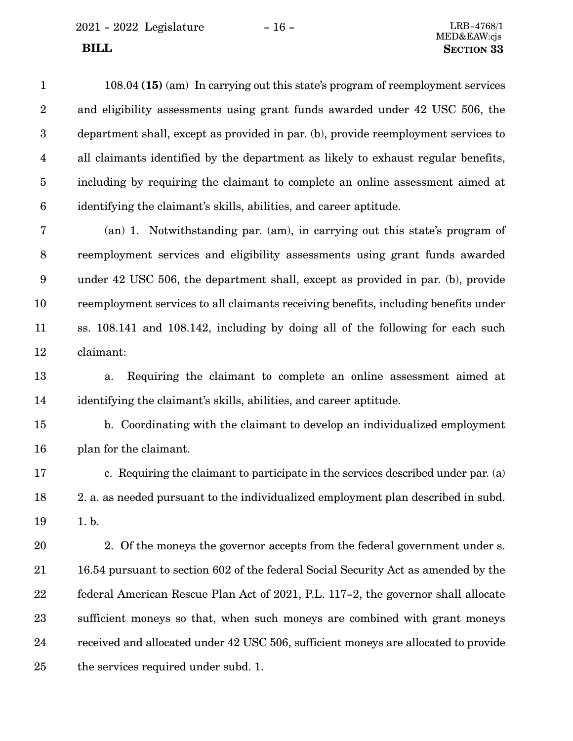108.04 **(15)** (am) In carrying out this state's program of reemployment services and eligibility assessments using grant funds awarded under 42 USC 506, the department shall, except as provided in par. (b), provide reemployment services to all claimants identified by the department as likely to exhaust regular benefits, including by requiring the claimant to complete an online assessment aimed at identifying the claimant's skills, abilities, and career aptitude.

(an) 1. Notwithstanding par. (am), in carrying out this state's program of reemployment services and eligibility assessments using grant funds awarded under 42 USC 506, the department shall, except as provided in par. (b), provide reemployment services to all claimants receiving benefits, including benefits under ss. 108.141 and 108.142, including by doing all of the following for each such claimant:

a. Requiring the claimant to complete an online assessment aimed at identifying the claimant's skills, abilities, and career aptitude.

b. Coordinating with the claimant to develop an individualized employment plan for the claimant.

c. Requiring the claimant to participate in the services described under par. (a) 2. a. as needed pursuant to the individualized employment plan described in subd. 1. b.

2. Of the moneys the governor accepts from the federal government under s. 16.54 pursuant to section 602 of the federal Social Security Act as amended by the federal American Rescue Plan Act of 2021, P.L. 117-2, the governor shall allocate sufficient moneys so that, when such moneys are combined with grant moneys received and allocated under 42 USC 506, sufficient moneys are allocated to provide the services required under subd. 1.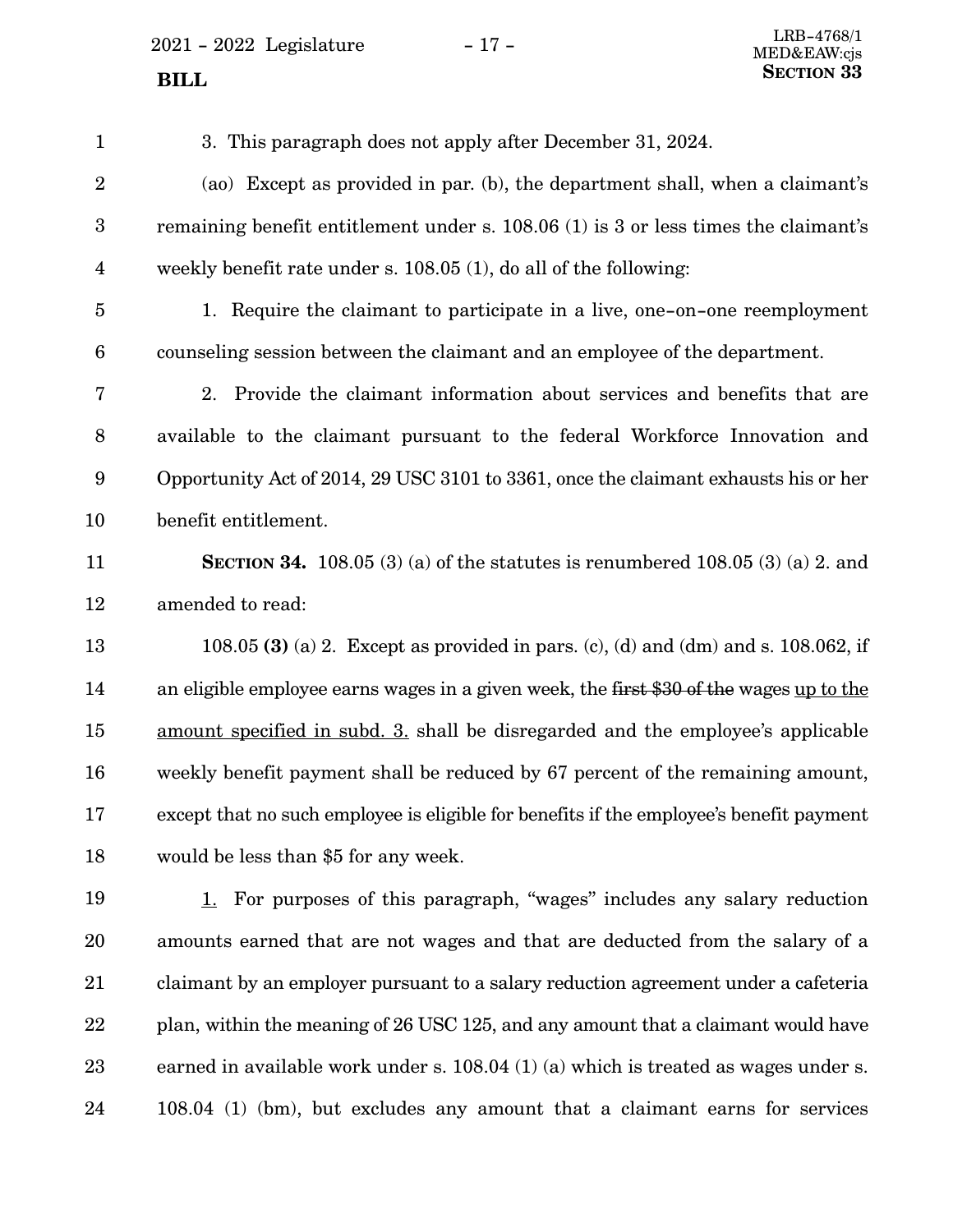3. This paragraph does not apply after December 31, 2024.

(ao) Except as provided in par. (b), the department shall, when a claimant's remaining benefit entitlement under s. 108.06 (1) is 3 or less times the claimant's weekly benefit rate under s. 108.05 (1), do all of the following:

1. Require the claimant to participate in a live, one-on-one reemployment counseling session between the claimant and an employee of the department.

2. Provide the claimant information about services and benefits that are available to the claimant pursuant to the federal Workforce Innovation and Opportunity Act of 2014, 29 USC 3101 to 3361, once the claimant exhausts his or her benefit entitlement.

**SECTION 34.** 108.05 (3) (a) of the statutes is renumbered 108.05 (3) (a) 2. and amended to read:

108.05 **(3)** (a) 2. Except as provided in pars. (c), (d) and (dm) and s. 108.062, if an eligible employee earns wages in a given week, the ~~first $30 of the~~ wages <u>up to the amount specified in subd. 3.</u> shall be disregarded and the employee's applicable weekly benefit payment shall be reduced by 67 percent of the remaining amount, except that no such employee is eligible for benefits if the employee's benefit payment would be less than $5 for any week.

<u>1.</u> For purposes of this paragraph, "wages" includes any salary reduction amounts earned that are not wages and that are deducted from the salary of a claimant by an employer pursuant to a salary reduction agreement under a cafeteria plan, within the meaning of 26 USC 125, and any amount that a claimant would have earned in available work under s. 108.04 (1) (a) which is treated as wages under s. 108.04 (1) (bm), but excludes any amount that a claimant earns for services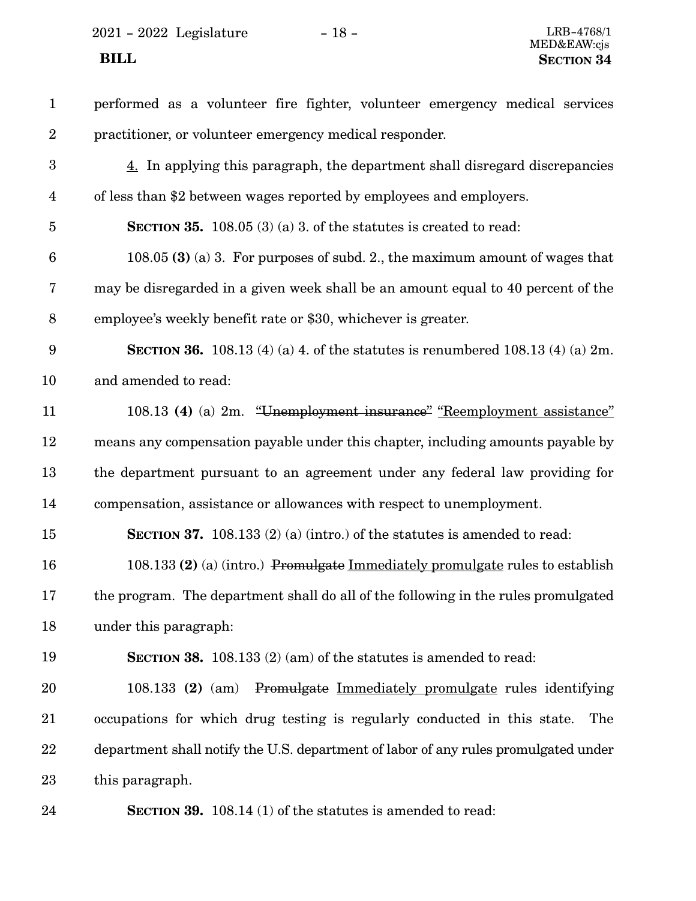performed as a volunteer fire fighter, volunteer emergency medical services practitioner, or volunteer emergency medical responder.

<u>4.</u> In applying this paragraph, the department shall disregard discrepancies of less than $2 between wages reported by employees and employers.

**SECTION 35.** 108.05 (3) (a) 3. of the statutes is created to read:

108.05 **(3)** (a) 3. For purposes of subd. 2., the maximum amount of wages that may be disregarded in a given week shall be an amount equal to 40 percent of the employee's weekly benefit rate or $30, whichever is greater.

**SECTION 36.** 108.13 (4) (a) 4. of the statutes is renumbered 108.13 (4) (a) 2m. and amended to read:

108.13 **(4)** (a) 2m. ~~"Unemployment insurance"~~ <u>"Reemployment assistance"</u> means any compensation payable under this chapter, including amounts payable by the department pursuant to an agreement under any federal law providing for compensation, assistance or allowances with respect to unemployment.

**SECTION 37.** 108.133 (2) (a) (intro.) of the statutes is amended to read:

108.133 **(2)** (a) (intro.) ~~Promulgate~~ <u>Immediately promulgate</u> rules to establish the program. The department shall do all of the following in the rules promulgated under this paragraph:

**SECTION 38.** 108.133 (2) (am) of the statutes is amended to read:

108.133 **(2)** (am) ~~Promulgate~~ <u>Immediately promulgate</u> rules identifying occupations for which drug testing is regularly conducted in this state. The department shall notify the U.S. department of labor of any rules promulgated under this paragraph.

**SECTION 39.** 108.14 (1) of the statutes is amended to read: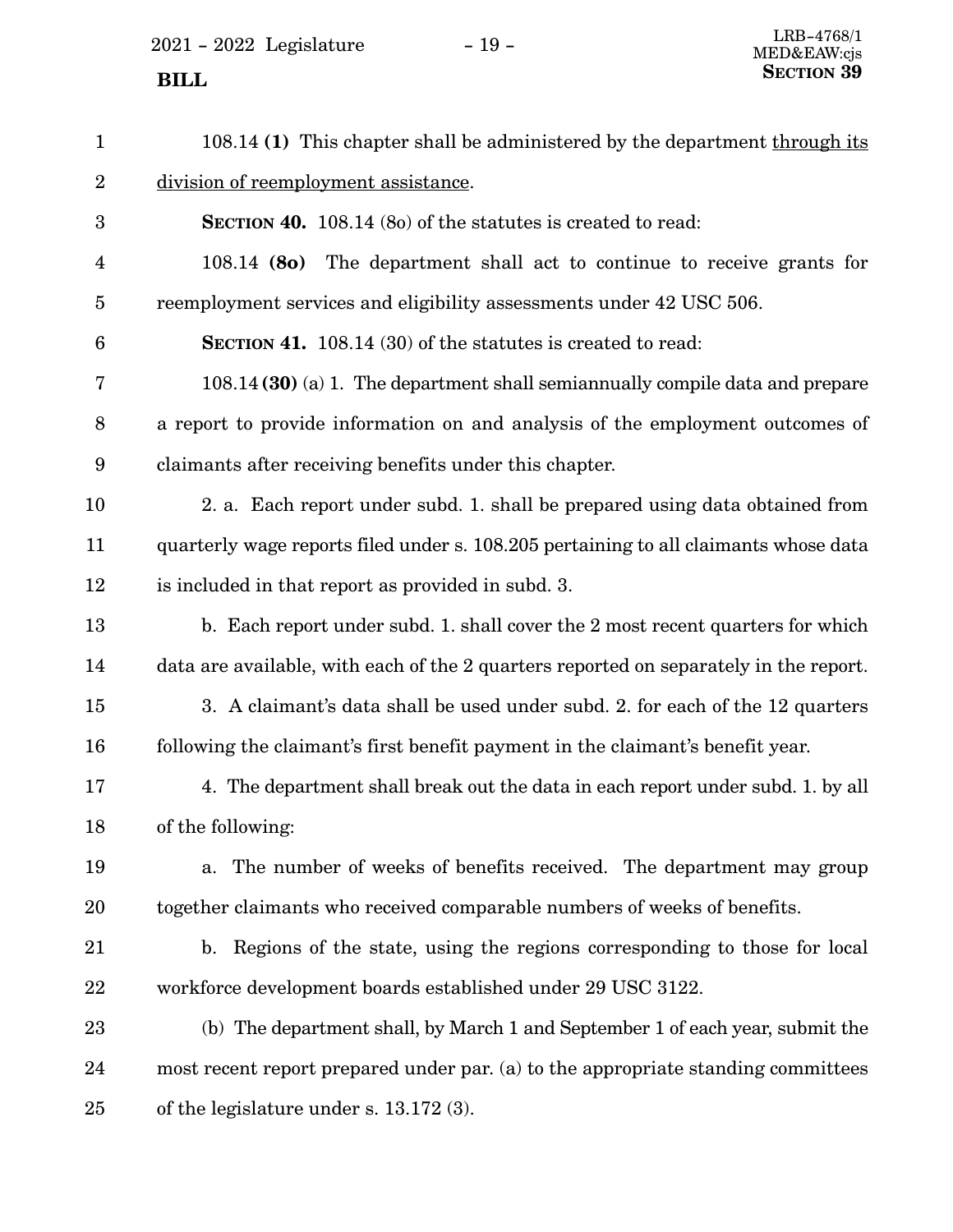108.14 **(1)** This chapter shall be administered by the department through its division of reemployment assistance.

**SECTION 40.** 108.14 (8o) of the statutes is created to read:

108.14 **(8o)** The department shall act to continue to receive grants for reemployment services and eligibility assessments under 42 USC 506.

**SECTION 41.** 108.14 (30) of the statutes is created to read:

108.14 **(30)** (a) 1. The department shall semiannually compile data and prepare a report to provide information on and analysis of the employment outcomes of claimants after receiving benefits under this chapter.

2. a. Each report under subd. 1. shall be prepared using data obtained from quarterly wage reports filed under s. 108.205 pertaining to all claimants whose data is included in that report as provided in subd. 3.

b. Each report under subd. 1. shall cover the 2 most recent quarters for which data are available, with each of the 2 quarters reported on separately in the report.

3. A claimant's data shall be used under subd. 2. for each of the 12 quarters following the claimant's first benefit payment in the claimant's benefit year.

4. The department shall break out the data in each report under subd. 1. by all of the following:

a. The number of weeks of benefits received. The department may group together claimants who received comparable numbers of weeks of benefits.

b. Regions of the state, using the regions corresponding to those for local workforce development boards established under 29 USC 3122.

(b) The department shall, by March 1 and September 1 of each year, submit the most recent report prepared under par. (a) to the appropriate standing committees of the legislature under s. 13.172 (3).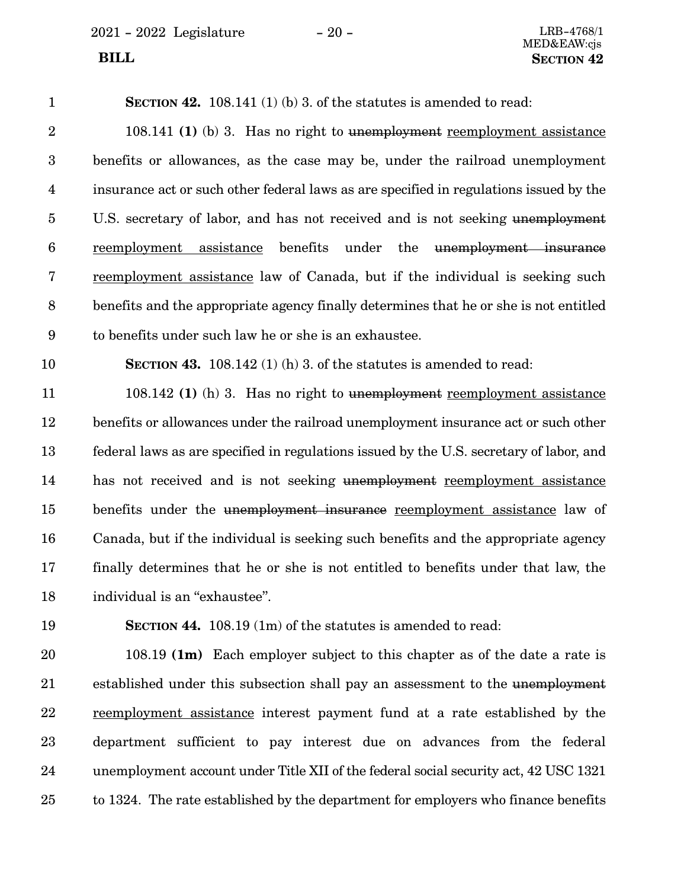**SECTION 42.** 108.141 (1) (b) 3. of the statutes is amended to read:

108.141 **(1)** (b) 3. Has no right to ~~unemployment~~ reemployment assistance benefits or allowances, as the case may be, under the railroad unemployment insurance act or such other federal laws as are specified in regulations issued by the U.S. secretary of labor, and has not received and is not seeking ~~unemployment~~ reemployment assistance benefits under the ~~unemployment insurance~~ reemployment assistance law of Canada, but if the individual is seeking such benefits and the appropriate agency finally determines that he or she is not entitled to benefits under such law he or she is an exhaustee.

**SECTION 43.** 108.142 (1) (h) 3. of the statutes is amended to read:

108.142 **(1)** (h) 3. Has no right to ~~unemployment~~ reemployment assistance benefits or allowances under the railroad unemployment insurance act or such other federal laws as are specified in regulations issued by the U.S. secretary of labor, and has not received and is not seeking ~~unemployment~~ reemployment assistance benefits under the ~~unemployment insurance~~ reemployment assistance law of Canada, but if the individual is seeking such benefits and the appropriate agency finally determines that he or she is not entitled to benefits under that law, the individual is an "exhaustee".

**SECTION 44.** 108.19 (1m) of the statutes is amended to read:

108.19 **(1m)** Each employer subject to this chapter as of the date a rate is established under this subsection shall pay an assessment to the ~~unemployment~~ reemployment assistance interest payment fund at a rate established by the department sufficient to pay interest due on advances from the federal unemployment account under Title XII of the federal social security act, 42 USC 1321 to 1324. The rate established by the department for employers who finance benefits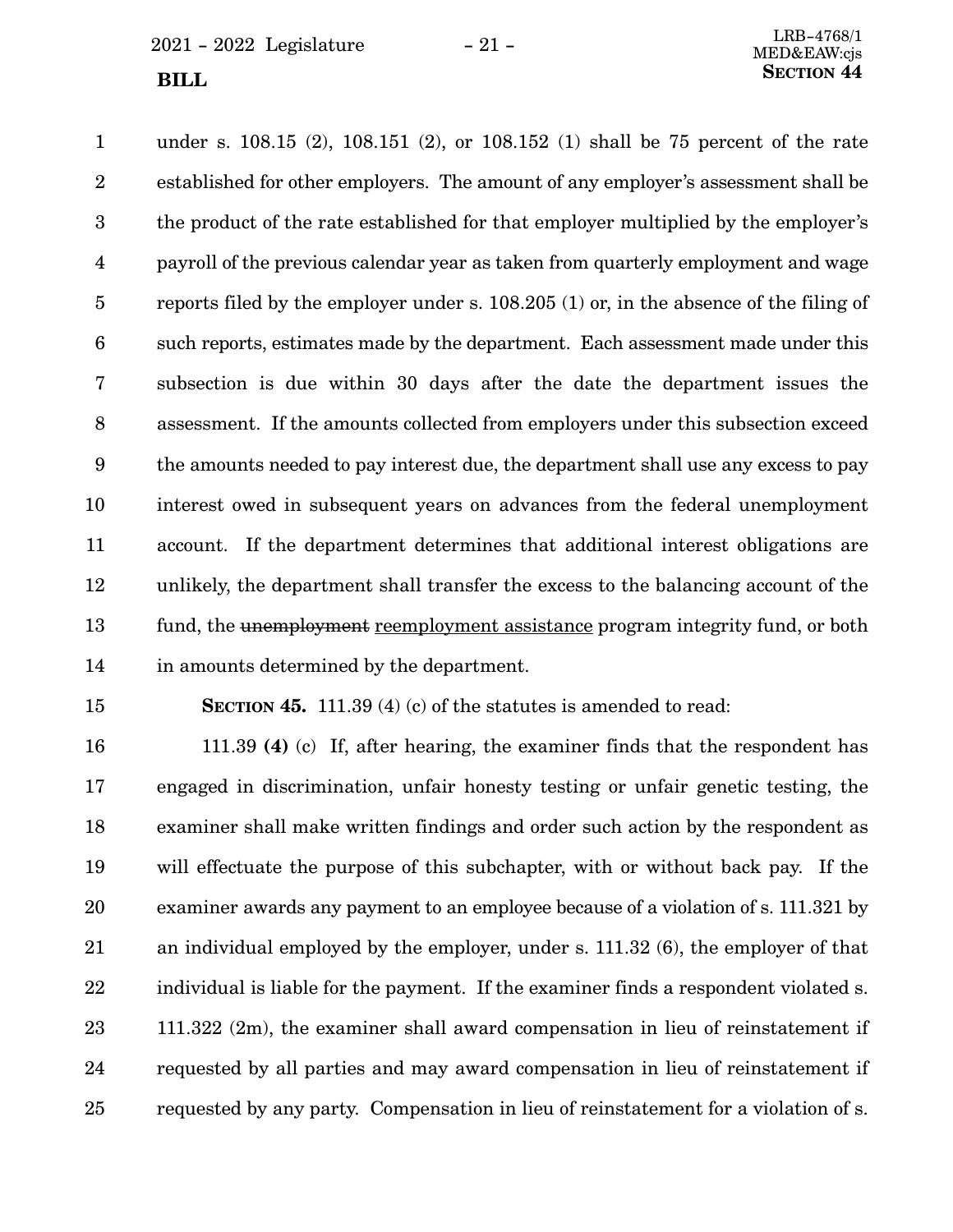under s. 108.15 (2), 108.151 (2), or 108.152 (1) shall be 75 percent of the rate established for other employers. The amount of any employer's assessment shall be the product of the rate established for that employer multiplied by the employer's payroll of the previous calendar year as taken from quarterly employment and wage reports filed by the employer under s. 108.205 (1) or, in the absence of the filing of such reports, estimates made by the department. Each assessment made under this subsection is due within 30 days after the date the department issues the assessment. If the amounts collected from employers under this subsection exceed the amounts needed to pay interest due, the department shall use any excess to pay interest owed in subsequent years on advances from the federal unemployment account. If the department determines that additional interest obligations are unlikely, the department shall transfer the excess to the balancing account of the fund, the ~~unemployment~~ reemployment assistance program integrity fund, or both in amounts determined by the department.

**SECTION 45.** 111.39 (4) (c) of the statutes is amended to read:

111.39 **(4)** (c) If, after hearing, the examiner finds that the respondent has engaged in discrimination, unfair honesty testing or unfair genetic testing, the examiner shall make written findings and order such action by the respondent as will effectuate the purpose of this subchapter, with or without back pay. If the examiner awards any payment to an employee because of a violation of s. 111.321 by an individual employed by the employer, under s. 111.32 (6), the employer of that individual is liable for the payment. If the examiner finds a respondent violated s. 111.322 (2m), the examiner shall award compensation in lieu of reinstatement if requested by all parties and may award compensation in lieu of reinstatement if requested by any party. Compensation in lieu of reinstatement for a violation of s.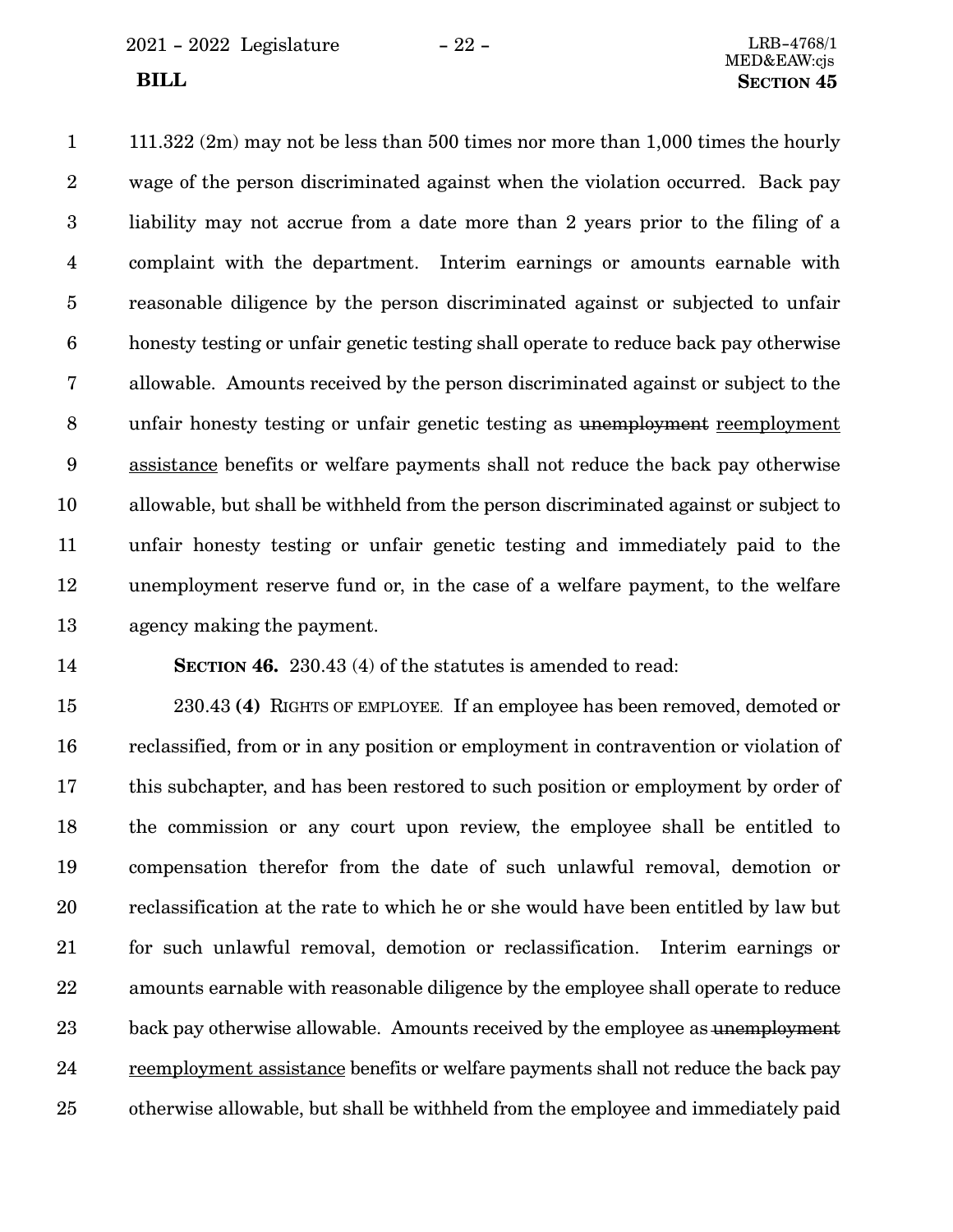111.322 (2m) may not be less than 500 times nor more than 1,000 times the hourly wage of the person discriminated against when the violation occurred. Back pay liability may not accrue from a date more than 2 years prior to the filing of a complaint with the department. Interim earnings or amounts earnable with reasonable diligence by the person discriminated against or subjected to unfair honesty testing or unfair genetic testing shall operate to reduce back pay otherwise allowable. Amounts received by the person discriminated against or subject to the unfair honesty testing or unfair genetic testing as ~~unemployment~~ <u>reemployment assistance</u> benefits or welfare payments shall not reduce the back pay otherwise allowable, but shall be withheld from the person discriminated against or subject to unfair honesty testing or unfair genetic testing and immediately paid to the unemployment reserve fund or, in the case of a welfare payment, to the welfare agency making the payment.

**SECTION 46.** 230.43 (4) of the statutes is amended to read:

230.43 **(4)** RIGHTS OF EMPLOYEE. If an employee has been removed, demoted or reclassified, from or in any position or employment in contravention or violation of this subchapter, and has been restored to such position or employment by order of the commission or any court upon review, the employee shall be entitled to compensation therefor from the date of such unlawful removal, demotion or reclassification at the rate to which he or she would have been entitled by law but for such unlawful removal, demotion or reclassification. Interim earnings or amounts earnable with reasonable diligence by the employee shall operate to reduce back pay otherwise allowable. Amounts received by the employee as ~~unemployment~~ <u>reemployment assistance</u> benefits or welfare payments shall not reduce the back pay otherwise allowable, but shall be withheld from the employee and immediately paid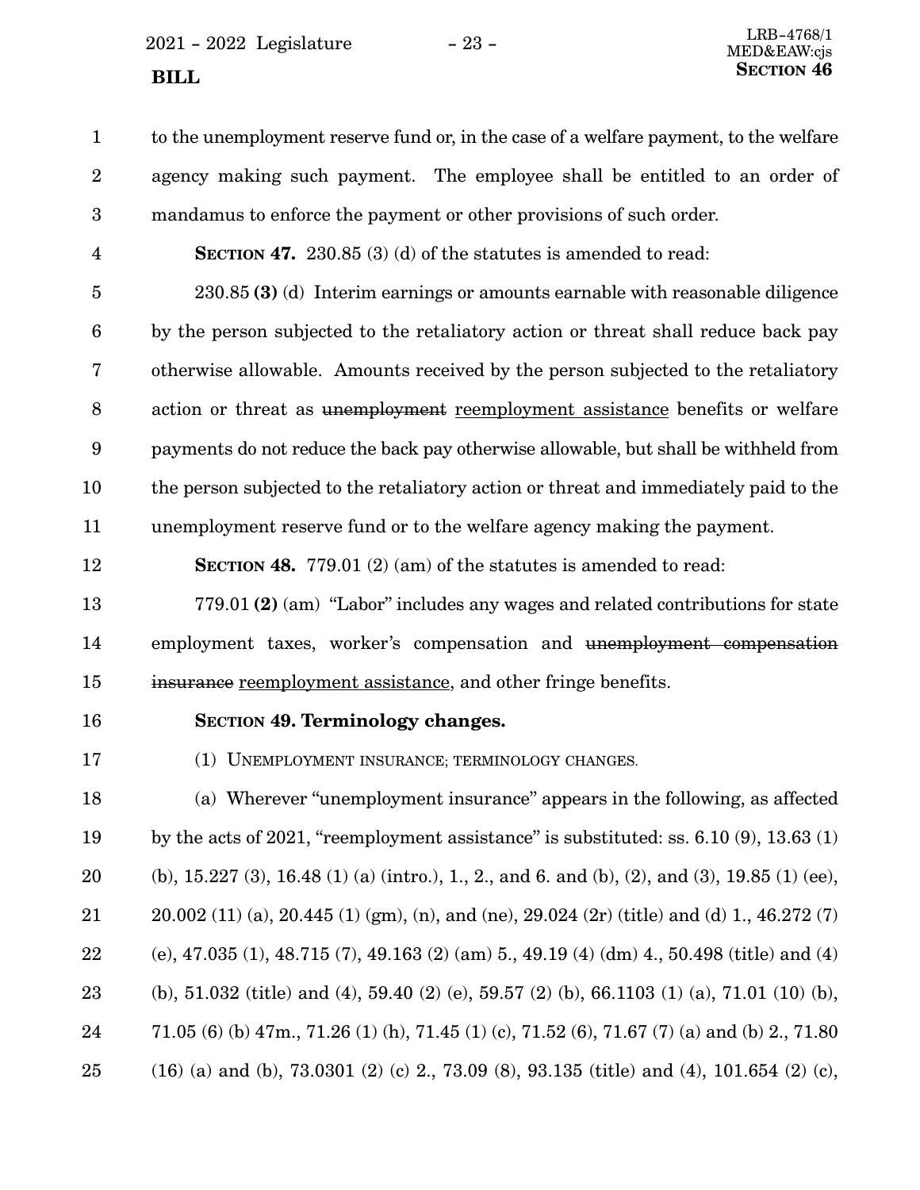to the unemployment reserve fund or, in the case of a welfare payment, to the welfare agency making such payment. The employee shall be entitled to an order of mandamus to enforce the payment or other provisions of such order.

**SECTION 47.** 230.85 (3) (d) of the statutes is amended to read:

230.85 **(3)** (d) Interim earnings or amounts earnable with reasonable diligence by the person subjected to the retaliatory action or threat shall reduce back pay otherwise allowable. Amounts received by the person subjected to the retaliatory action or threat as ~~unemployment~~ reemployment assistance benefits or welfare payments do not reduce the back pay otherwise allowable, but shall be withheld from the person subjected to the retaliatory action or threat and immediately paid to the unemployment reserve fund or to the welfare agency making the payment.

**SECTION 48.** 779.01 (2) (am) of the statutes is amended to read:

779.01 **(2)** (am) "Labor" includes any wages and related contributions for state employment taxes, worker's compensation and ~~unemployment compensation insurance~~ reemployment assistance, and other fringe benefits.

**SECTION 49. Terminology changes.**

(1) UNEMPLOYMENT INSURANCE; TERMINOLOGY CHANGES.

(a) Wherever "unemployment insurance" appears in the following, as affected by the acts of 2021, "reemployment assistance" is substituted: ss. 6.10 (9), 13.63 (1) (b), 15.227 (3), 16.48 (1) (a) (intro.), 1., 2., and 6. and (b), (2), and (3), 19.85 (1) (ee), 20.002 (11) (a), 20.445 (1) (gm), (n), and (ne), 29.024 (2r) (title) and (d) 1., 46.272 (7) (e), 47.035 (1), 48.715 (7), 49.163 (2) (am) 5., 49.19 (4) (dm) 4., 50.498 (title) and (4) (b), 51.032 (title) and (4), 59.40 (2) (e), 59.57 (2) (b), 66.1103 (1) (a), 71.01 (10) (b), 71.05 (6) (b) 47m., 71.26 (1) (h), 71.45 (1) (c), 71.52 (6), 71.67 (7) (a) and (b) 2., 71.80 (16) (a) and (b), 73.0301 (2) (c) 2., 73.09 (8), 93.135 (title) and (4), 101.654 (2) (c),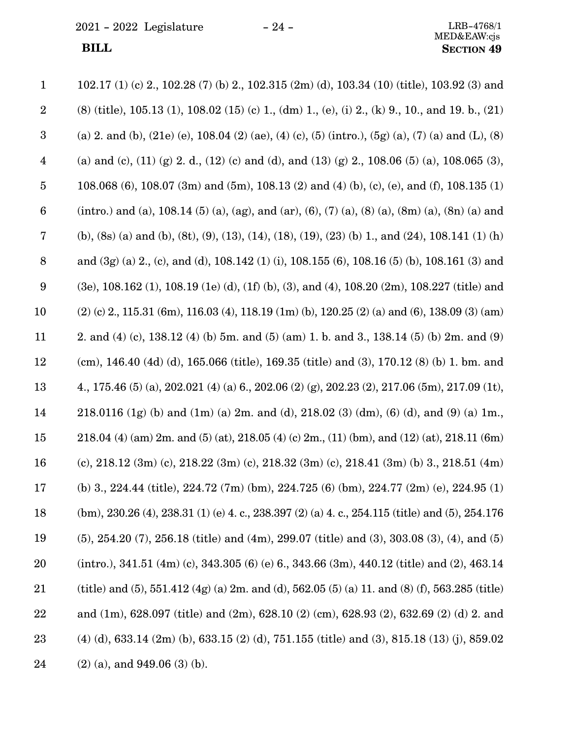102.17 (1) (c) 2., 102.28 (7) (b) 2., 102.315 (2m) (d), 103.34 (10) (title), 103.92 (3) and (8) (title), 105.13 (1), 108.02 (15) (c) 1., (dm) 1., (e), (i) 2., (k) 9., 10., and 19. b., (21) (a) 2. and (b), (21e) (e), 108.04 (2) (ae), (4) (c), (5) (intro.), (5g) (a), (7) (a) and (L), (8) (a) and (c), (11) (g) 2. d., (12) (c) and (d), and (13) (g) 2., 108.06 (5) (a), 108.065 (3), 108.068 (6), 108.07 (3m) and (5m), 108.13 (2) and (4) (b), (c), (e), and (f), 108.135 (1) (intro.) and (a), 108.14 (5) (a), (ag), and (ar), (6), (7) (a), (8) (a), (8m) (a), (8n) (a) and (b), (8s) (a) and (b), (8t), (9), (13), (14), (18), (19), (23) (b) 1., and (24), 108.141 (1) (h) and (3g) (a) 2., (c), and (d), 108.142 (1) (i), 108.155 (6), 108.16 (5) (b), 108.161 (3) and (3e), 108.162 (1), 108.19 (1e) (d), (1f) (b), (3), and (4), 108.20 (2m), 108.227 (title) and (2) (c) 2., 115.31 (6m), 116.03 (4), 118.19 (1m) (b), 120.25 (2) (a) and (6), 138.09 (3) (am) 2. and (4) (c), 138.12 (4) (b) 5m. and (5) (am) 1. b. and 3., 138.14 (5) (b) 2m. and (9) (cm), 146.40 (4d) (d), 165.066 (title), 169.35 (title) and (3), 170.12 (8) (b) 1. bm. and 4., 175.46 (5) (a), 202.021 (4) (a) 6., 202.06 (2) (g), 202.23 (2), 217.06 (5m), 217.09 (1t), 218.0116 (1g) (b) and (1m) (a) 2m. and (d), 218.02 (3) (dm), (6) (d), and (9) (a) 1m., 218.04 (4) (am) 2m. and (5) (at), 218.05 (4) (c) 2m., (11) (bm), and (12) (at), 218.11 (6m) (c), 218.12 (3m) (c), 218.22 (3m) (c), 218.32 (3m) (c), 218.41 (3m) (b) 3., 218.51 (4m) (b) 3., 224.44 (title), 224.72 (7m) (bm), 224.725 (6) (bm), 224.77 (2m) (e), 224.95 (1) (bm), 230.26 (4), 238.31 (1) (e) 4. c., 238.397 (2) (a) 4. c., 254.115 (title) and (5), 254.176 (5), 254.20 (7), 256.18 (title) and (4m), 299.07 (title) and (3), 303.08 (3), (4), and (5) (intro.), 341.51 (4m) (c), 343.305 (6) (e) 6., 343.66 (3m), 440.12 (title) and (2), 463.14 (title) and (5), 551.412 (4g) (a) 2m. and (d), 562.05 (5) (a) 11. and (8) (f), 563.285 (title) and (1m), 628.097 (title) and (2m), 628.10 (2) (cm), 628.93 (2), 632.69 (2) (d) 2. and (4) (d), 633.14 (2m) (b), 633.15 (2) (d), 751.155 (title) and (3), 815.18 (13) (j), 859.02 (2) (a), and 949.06 (3) (b).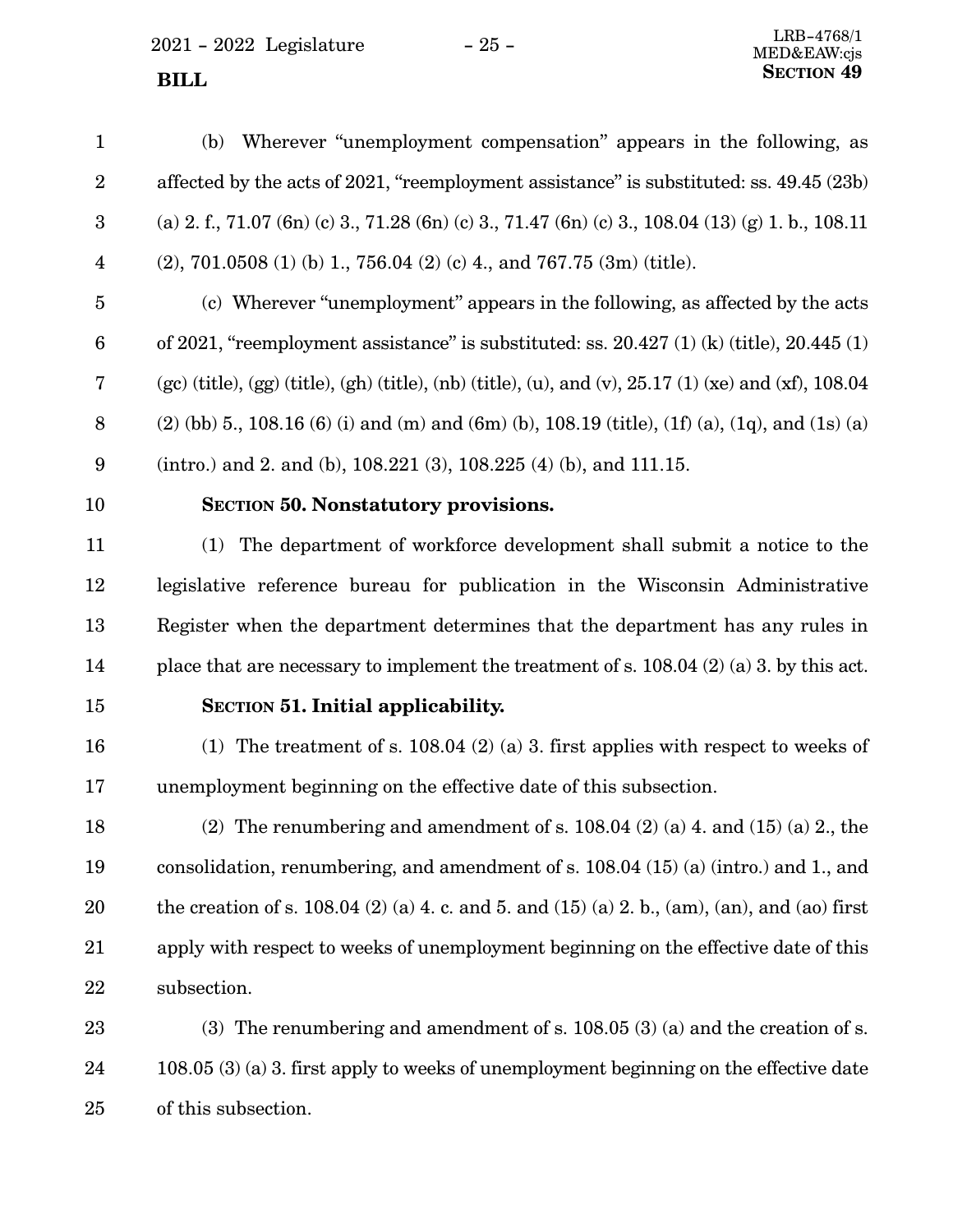(b) Wherever "unemployment compensation" appears in the following, as affected by the acts of 2021, "reemployment assistance" is substituted: ss. 49.45 (23b) (a) 2. f., 71.07 (6n) (c) 3., 71.28 (6n) (c) 3., 71.47 (6n) (c) 3., 108.04 (13) (g) 1. b., 108.11 (2), 701.0508 (1) (b) 1., 756.04 (2) (c) 4., and 767.75 (3m) (title).

(c) Wherever "unemployment" appears in the following, as affected by the acts of 2021, "reemployment assistance" is substituted: ss. 20.427 (1) (k) (title), 20.445 (1) (gc) (title), (gg) (title), (gh) (title), (nb) (title), (u), and (v), 25.17 (1) (xe) and (xf), 108.04 (2) (bb) 5., 108.16 (6) (i) and (m) and (6m) (b), 108.19 (title), (1f) (a), (1q), and (1s) (a) (intro.) and 2. and (b), 108.221 (3), 108.225 (4) (b), and 111.15.

**SECTION 50. Nonstatutory provisions.**

(1) The department of workforce development shall submit a notice to the legislative reference bureau for publication in the Wisconsin Administrative Register when the department determines that the department has any rules in place that are necessary to implement the treatment of s. 108.04 (2) (a) 3. by this act.

**SECTION 51. Initial applicability.**

(1) The treatment of s. 108.04 (2) (a) 3. first applies with respect to weeks of unemployment beginning on the effective date of this subsection.

(2) The renumbering and amendment of s. 108.04 (2) (a) 4. and (15) (a) 2., the consolidation, renumbering, and amendment of s. 108.04 (15) (a) (intro.) and 1., and the creation of s. 108.04 (2) (a) 4. c. and 5. and (15) (a) 2. b., (am), (an), and (ao) first apply with respect to weeks of unemployment beginning on the effective date of this subsection.

(3) The renumbering and amendment of s. 108.05 (3) (a) and the creation of s. 108.05 (3) (a) 3. first apply to weeks of unemployment beginning on the effective date of this subsection.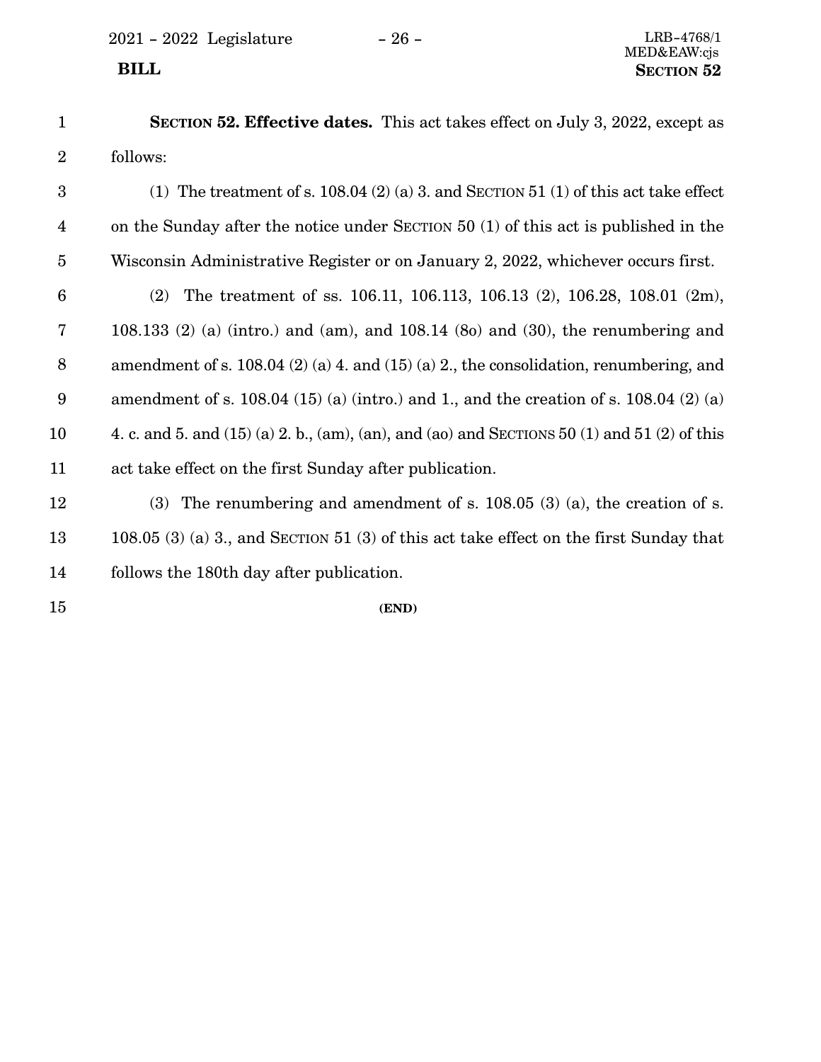**SECTION 52. Effective dates.** This act takes effect on July 3, 2022, except as follows:

(1) The treatment of s. 108.04 (2) (a) 3. and SECTION 51 (1) of this act take effect on the Sunday after the notice under SECTION 50 (1) of this act is published in the Wisconsin Administrative Register or on January 2, 2022, whichever occurs first.

(2) The treatment of ss. 106.11, 106.113, 106.13 (2), 106.28, 108.01 (2m), 108.133 (2) (a) (intro.) and (am), and 108.14 (8o) and (30), the renumbering and amendment of s. 108.04 (2) (a) 4. and (15) (a) 2., the consolidation, renumbering, and amendment of s. 108.04 (15) (a) (intro.) and 1., and the creation of s. 108.04 (2) (a) 4. c. and 5. and (15) (a) 2. b., (am), (an), and (ao) and SECTIONS 50 (1) and 51 (2) of this act take effect on the first Sunday after publication.

(3) The renumbering and amendment of s. 108.05 (3) (a), the creation of s. 108.05 (3) (a) 3., and SECTION 51 (3) of this act take effect on the first Sunday that follows the 180th day after publication.

**(END)**